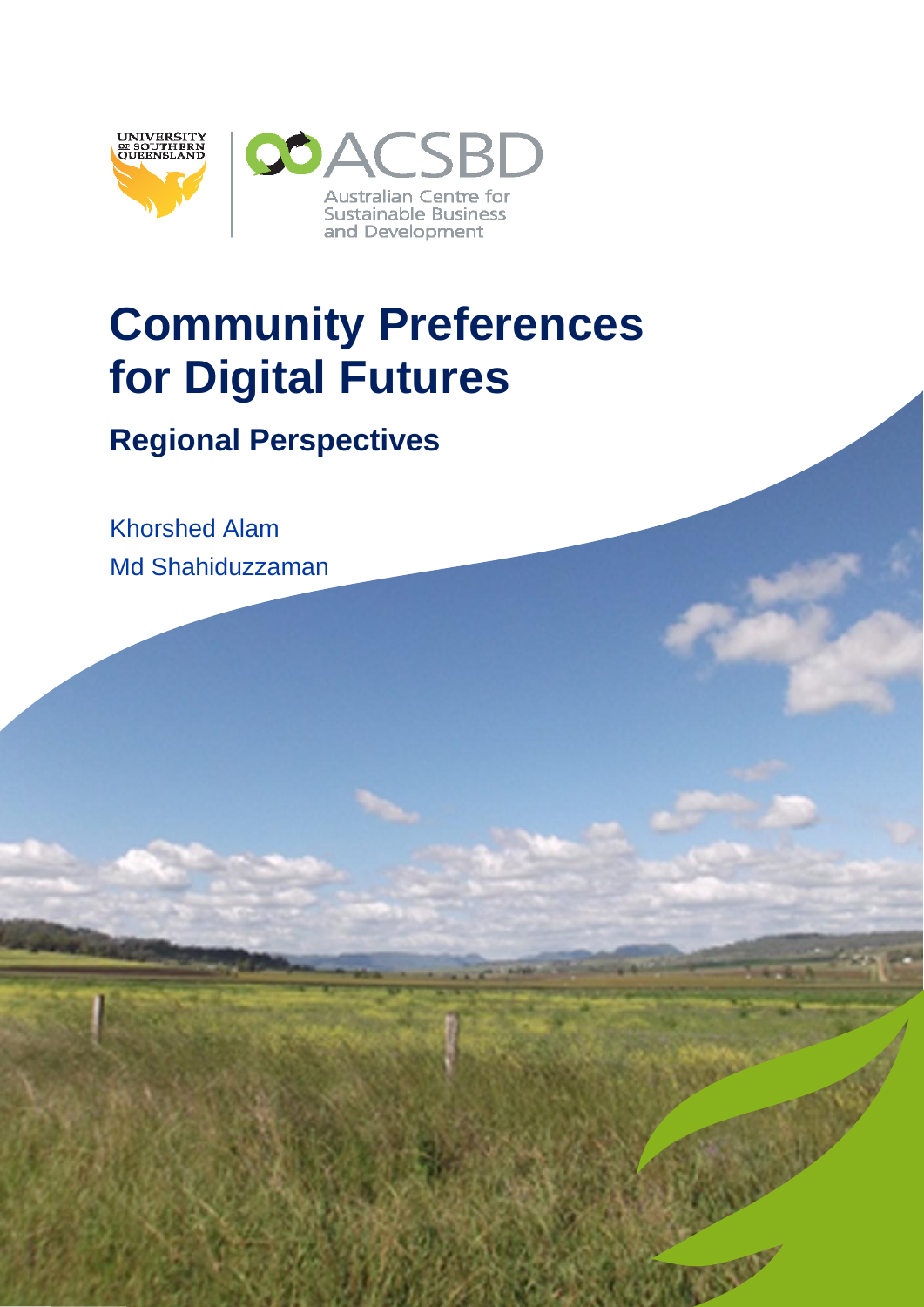UNIVERSITY OF SOUTHERN QUEENSLAND

ACSBD

Australian Centre for Sustainable Business and Development

# Community Preferences for Digital Futures

## Regional Perspectives

Khorshed Alam

Md Shahiduzzaman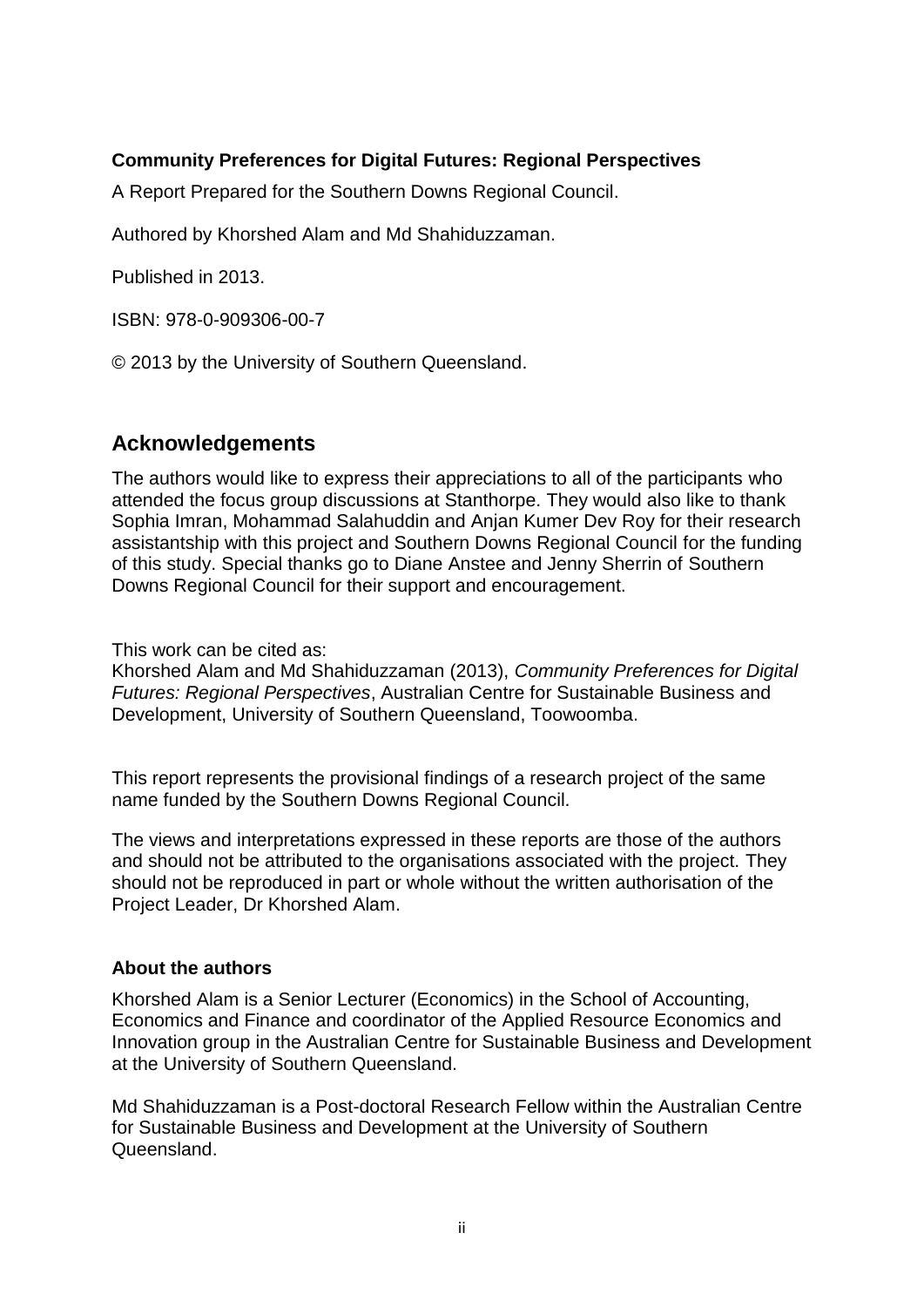**Community Preferences for Digital Futures: Regional Perspectives**

A Report Prepared for the Southern Downs Regional Council.

Authored by Khorshed Alam and Md Shahiduzzaman.

Published in 2013.

ISBN: 978-0-909306-00-7

© 2013 by the University of Southern Queensland.

## Acknowledgements

The authors would like to express their appreciations to all of the participants who attended the focus group discussions at Stanthorpe. They would also like to thank Sophia Imran, Mohammad Salahuddin and Anjan Kumer Dev Roy for their research assistantship with this project and Southern Downs Regional Council for the funding of this study. Special thanks go to Diane Anstee and Jenny Sherrin of Southern Downs Regional Council for their support and encouragement.

This work can be cited as:
Khorshed Alam and Md Shahiduzzaman (2013), *Community Preferences for Digital Futures: Regional Perspectives*, Australian Centre for Sustainable Business and Development, University of Southern Queensland, Toowoomba.

This report represents the provisional findings of a research project of the same name funded by the Southern Downs Regional Council.

The views and interpretations expressed in these reports are those of the authors and should not be attributed to the organisations associated with the project. They should not be reproduced in part or whole without the written authorisation of the Project Leader, Dr Khorshed Alam.

**About the authors**

Khorshed Alam is a Senior Lecturer (Economics) in the School of Accounting, Economics and Finance and coordinator of the Applied Resource Economics and Innovation group in the Australian Centre for Sustainable Business and Development at the University of Southern Queensland.

Md Shahiduzzaman is a Post-doctoral Research Fellow within the Australian Centre for Sustainable Business and Development at the University of Southern Queensland.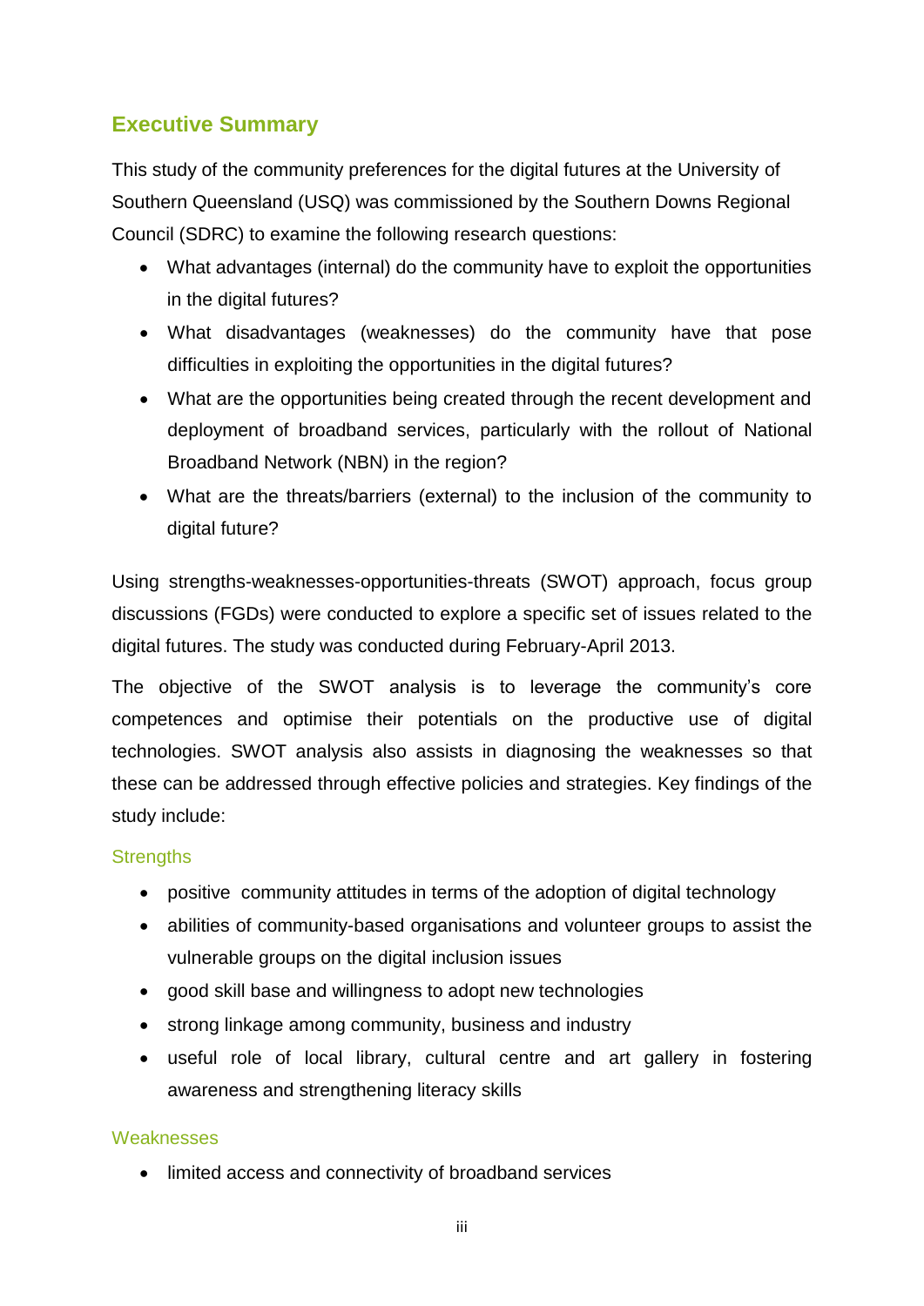## Executive Summary

This study of the community preferences for the digital futures at the University of Southern Queensland (USQ) was commissioned by the Southern Downs Regional Council (SDRC) to examine the following research questions:

- What advantages (internal) do the community have to exploit the opportunities in the digital futures?
- What disadvantages (weaknesses) do the community have that pose difficulties in exploiting the opportunities in the digital futures?
- What are the opportunities being created through the recent development and deployment of broadband services, particularly with the rollout of National Broadband Network (NBN) in the region?
- What are the threats/barriers (external) to the inclusion of the community to digital future?

Using strengths-weaknesses-opportunities-threats (SWOT) approach, focus group discussions (FGDs) were conducted to explore a specific set of issues related to the digital futures. The study was conducted during February-April 2013.

The objective of the SWOT analysis is to leverage the community's core competences and optimise their potentials on the productive use of digital technologies. SWOT analysis also assists in diagnosing the weaknesses so that these can be addressed through effective policies and strategies. Key findings of the study include:

### Strengths

- positive community attitudes in terms of the adoption of digital technology
- abilities of community-based organisations and volunteer groups to assist the vulnerable groups on the digital inclusion issues
- good skill base and willingness to adopt new technologies
- strong linkage among community, business and industry
- useful role of local library, cultural centre and art gallery in fostering awareness and strengthening literacy skills

### Weaknesses

- limited access and connectivity of broadband services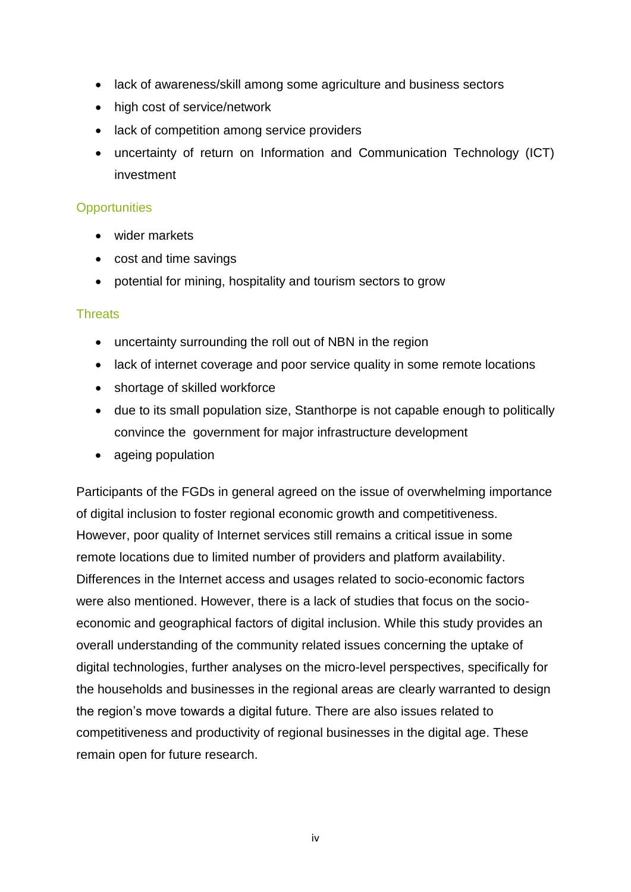- lack of awareness/skill among some agriculture and business sectors
- high cost of service/network
- lack of competition among service providers
- uncertainty of return on Information and Communication Technology (ICT) investment

### Opportunities

- wider markets
- cost and time savings
- potential for mining, hospitality and tourism sectors to grow

### Threats

- uncertainty surrounding the roll out of NBN in the region
- lack of internet coverage and poor service quality in some remote locations
- shortage of skilled workforce
- due to its small population size, Stanthorpe is not capable enough to politically convince the government for major infrastructure development
- ageing population

Participants of the FGDs in general agreed on the issue of overwhelming importance of digital inclusion to foster regional economic growth and competitiveness. However, poor quality of Internet services still remains a critical issue in some remote locations due to limited number of providers and platform availability. Differences in the Internet access and usages related to socio-economic factors were also mentioned. However, there is a lack of studies that focus on the socio-economic and geographical factors of digital inclusion. While this study provides an overall understanding of the community related issues concerning the uptake of digital technologies, further analyses on the micro-level perspectives, specifically for the households and businesses in the regional areas are clearly warranted to design the region's move towards a digital future. There are also issues related to competitiveness and productivity of regional businesses in the digital age. These remain open for future research.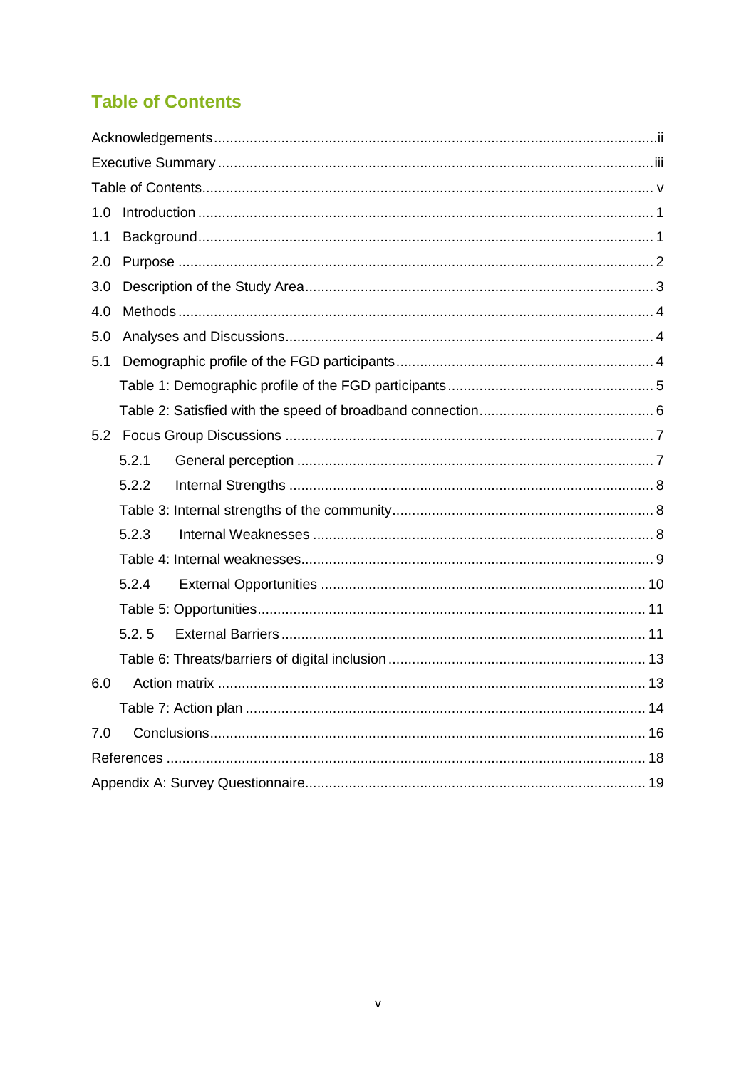## Table of Contents

Acknowledgements ........................................................................................................ ii

Executive Summary ...................................................................................................... iii

Table of Contents .......................................................................................................... v

1.0 Introduction ............................................................................................................. 1

1.1 Background ............................................................................................................. 1

2.0 Purpose ................................................................................................................... 2

3.0 Description of the Study Area .................................................................................. 3

4.0 Methods ................................................................................................................... 4

5.0 Analyses and Discussions ......................................................................................... 4

5.1 Demographic profile of the FGD participants ........................................................... 4

  Table 1: Demographic profile of the FGD participants ................................................ 5

  Table 2: Satisfied with the speed of broadband connection ........................................ 6

5.2 Focus Group Discussions ......................................................................................... 7

  5.2.1 General perception .............................................................................................. 7

  5.2.2 Internal Strengths ................................................................................................ 8

  Table 3: Internal strengths of the community .............................................................. 8

  5.2.3 Internal Weaknesses ............................................................................................ 8

  Table 4: Internal weaknesses ...................................................................................... 9

  5.2.4 External Opportunities ........................................................................................ 10

  Table 5: Opportunities ................................................................................................. 11

  5.2. 5 External Barriers ................................................................................................ 11

  Table 6: Threats/barriers of digital inclusion .............................................................. 13

6.0 Action matrix ........................................................................................................... 13

  Table 7: Action plan .................................................................................................... 14

7.0 Conclusions ............................................................................................................. 16

References ................................................................................................................... 18

Appendix A: Survey Questionnaire ............................................................................... 19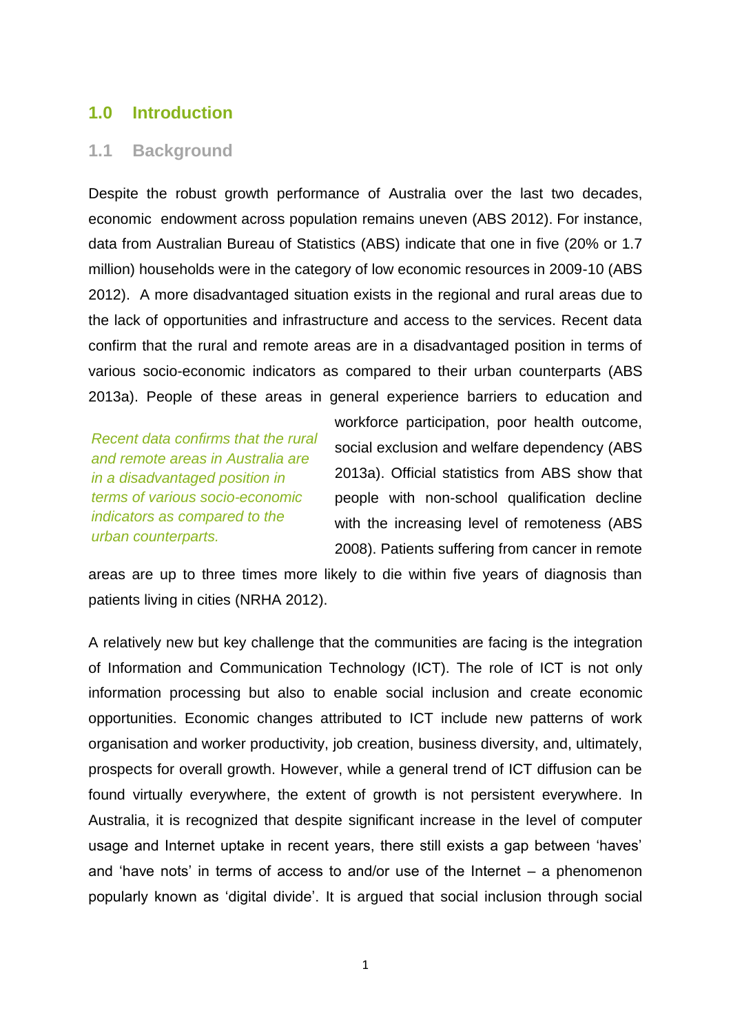# 1.0 Introduction

## 1.1 Background

Despite the robust growth performance of Australia over the last two decades, economic endowment across population remains uneven (ABS 2012). For instance, data from Australian Bureau of Statistics (ABS) indicate that one in five (20% or 1.7 million) households were in the category of low economic resources in 2009-10 (ABS 2012). A more disadvantaged situation exists in the regional and rural areas due to the lack of opportunities and infrastructure and access to the services. Recent data confirm that the rural and remote areas are in a disadvantaged position in terms of various socio-economic indicators as compared to their urban counterparts (ABS 2013a). People of these areas in general experience barriers to education and workforce participation, poor health outcome, social exclusion and welfare dependency (ABS 2013a). Official statistics from ABS show that people with non-school qualification decline with the increasing level of remoteness (ABS 2008). Patients suffering from cancer in remote areas are up to three times more likely to die within five years of diagnosis than patients living in cities (NRHA 2012).

*Recent data confirms that the rural and remote areas in Australia are in a disadvantaged position in terms of various socio-economic indicators as compared to the urban counterparts.*

A relatively new but key challenge that the communities are facing is the integration of Information and Communication Technology (ICT). The role of ICT is not only information processing but also to enable social inclusion and create economic opportunities. Economic changes attributed to ICT include new patterns of work organisation and worker productivity, job creation, business diversity, and, ultimately, prospects for overall growth. However, while a general trend of ICT diffusion can be found virtually everywhere, the extent of growth is not persistent everywhere. In Australia, it is recognized that despite significant increase in the level of computer usage and Internet uptake in recent years, there still exists a gap between 'haves' and 'have nots' in terms of access to and/or use of the Internet – a phenomenon popularly known as 'digital divide'. It is argued that social inclusion through social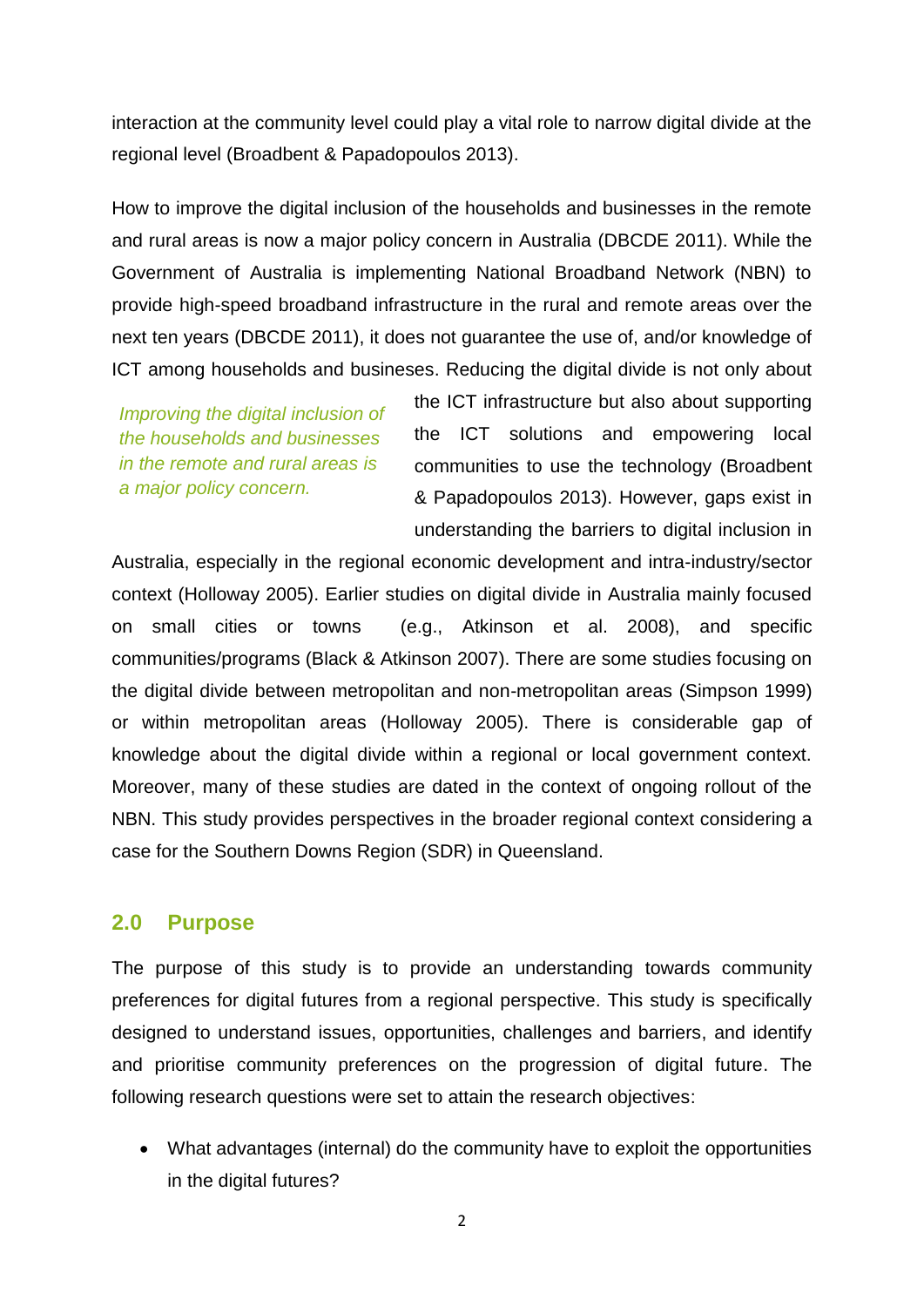interaction at the community level could play a vital role to narrow digital divide at the regional level (Broadbent & Papadopoulos 2013).

How to improve the digital inclusion of the households and businesses in the remote and rural areas is now a major policy concern in Australia (DBCDE 2011). While the Government of Australia is implementing National Broadband Network (NBN) to provide high-speed broadband infrastructure in the rural and remote areas over the next ten years (DBCDE 2011), it does not guarantee the use of, and/or knowledge of ICT among households and busineses. Reducing the digital divide is not only about the ICT infrastructure but also about supporting the ICT solutions and empowering local communities to use the technology (Broadbent & Papadopoulos 2013). However, gaps exist in understanding the barriers to digital inclusion in Australia, especially in the regional economic development and intra-industry/sector context (Holloway 2005). Earlier studies on digital divide in Australia mainly focused on small cities or towns (e.g., Atkinson et al. 2008), and specific communities/programs (Black & Atkinson 2007). There are some studies focusing on the digital divide between metropolitan and non-metropolitan areas (Simpson 1999) or within metropolitan areas (Holloway 2005). There is considerable gap of knowledge about the digital divide within a regional or local government context. Moreover, many of these studies are dated in the context of ongoing rollout of the NBN. This study provides perspectives in the broader regional context considering a case for the Southern Downs Region (SDR) in Queensland.

*Improving the digital inclusion of the households and businesses in the remote and rural areas is a major policy concern.*

## 2.0 Purpose

The purpose of this study is to provide an understanding towards community preferences for digital futures from a regional perspective. This study is specifically designed to understand issues, opportunities, challenges and barriers, and identify and prioritise community preferences on the progression of digital future. The following research questions were set to attain the research objectives:

- What advantages (internal) do the community have to exploit the opportunities in the digital futures?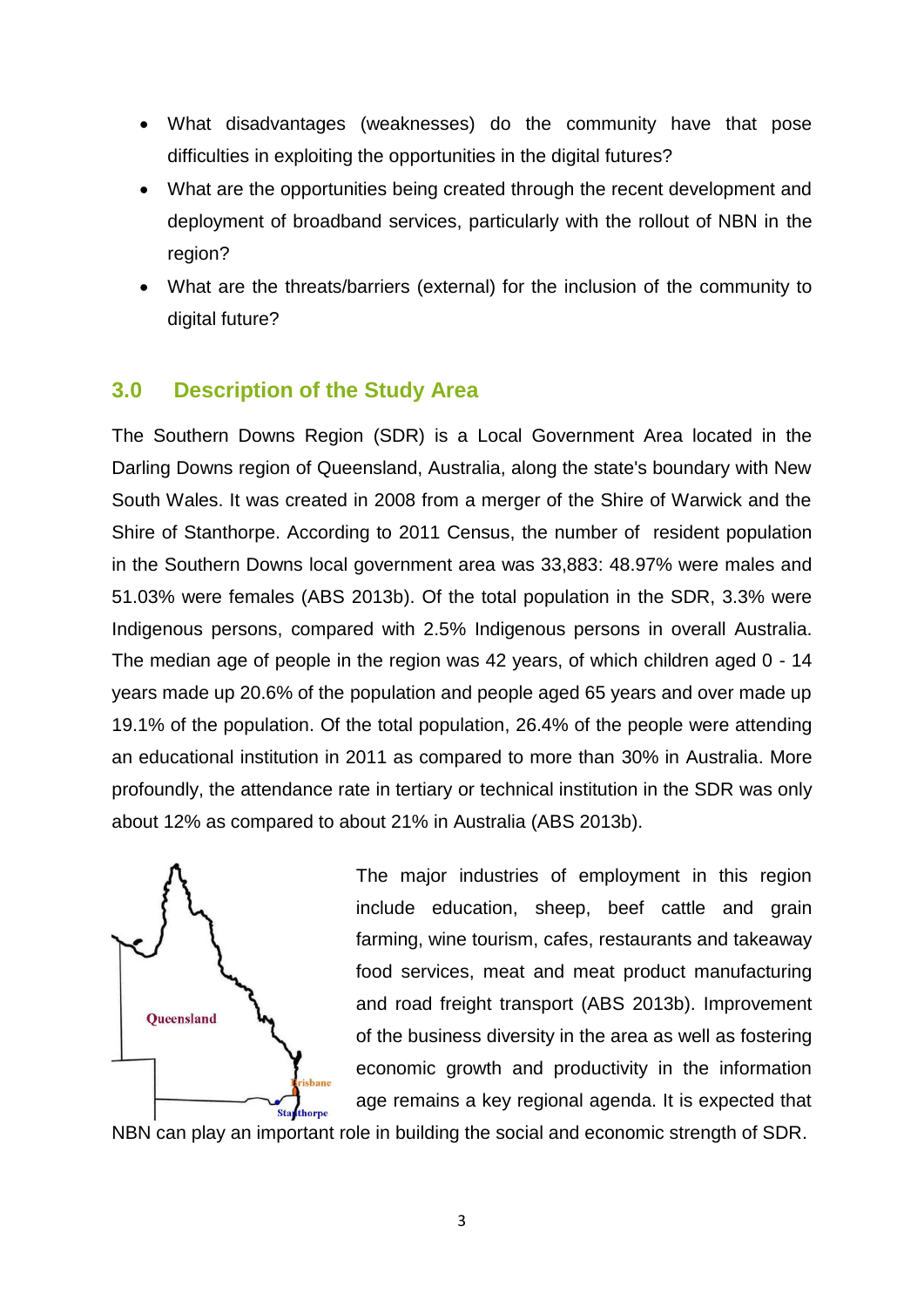- What disadvantages (weaknesses) do the community have that pose difficulties in exploiting the opportunities in the digital futures?
- What are the opportunities being created through the recent development and deployment of broadband services, particularly with the rollout of NBN in the region?
- What are the threats/barriers (external) for the inclusion of the community to digital future?

## 3.0 Description of the Study Area

The Southern Downs Region (SDR) is a Local Government Area located in the Darling Downs region of Queensland, Australia, along the state's boundary with New South Wales. It was created in 2008 from a merger of the Shire of Warwick and the Shire of Stanthorpe. According to 2011 Census, the number of resident population in the Southern Downs local government area was 33,883: 48.97% were males and 51.03% were females (ABS 2013b). Of the total population in the SDR, 3.3% were Indigenous persons, compared with 2.5% Indigenous persons in overall Australia. The median age of people in the region was 42 years, of which children aged 0 - 14 years made up 20.6% of the population and people aged 65 years and over made up 19.1% of the population. Of the total population, 26.4% of the people were attending an educational institution in 2011 as compared to more than 30% in Australia. More profoundly, the attendance rate in tertiary or technical institution in the SDR was only about 12% as compared to about 21% in Australia (ABS 2013b).

Queensland

Brisbane

Stanthorpe

The major industries of employment in this region include education, sheep, beef cattle and grain farming, wine tourism, cafes, restaurants and takeaway food services, meat and meat product manufacturing and road freight transport (ABS 2013b). Improvement of the business diversity in the area as well as fostering economic growth and productivity in the information age remains a key regional agenda. It is expected that NBN can play an important role in building the social and economic strength of SDR.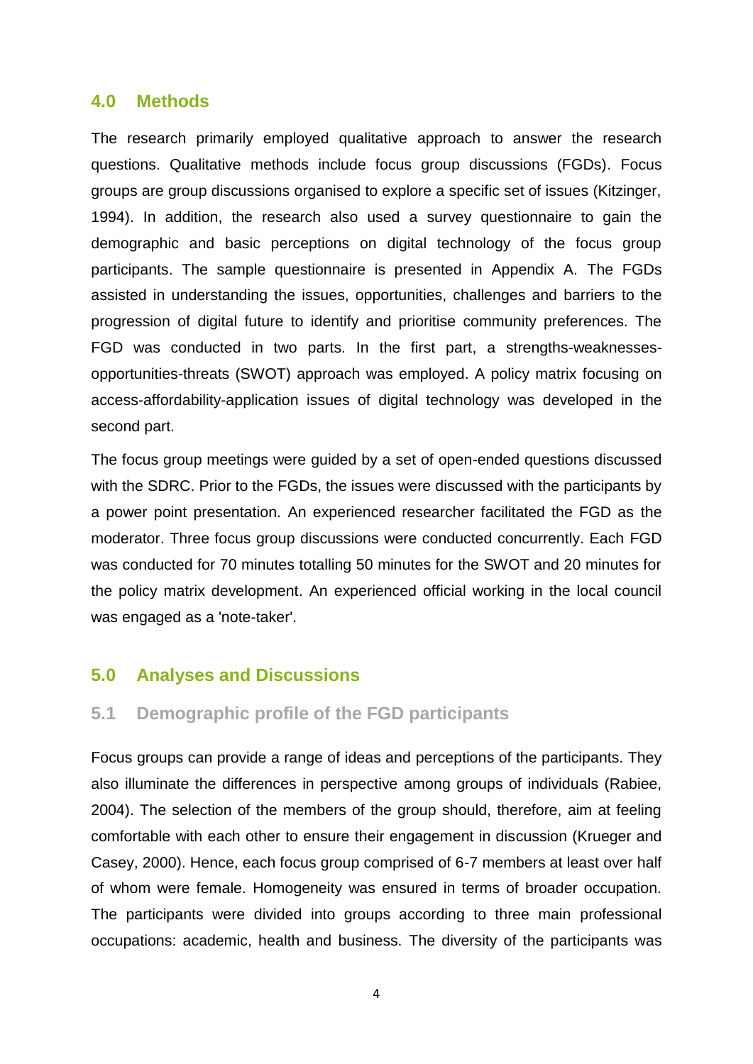## 4.0 Methods

The research primarily employed qualitative approach to answer the research questions. Qualitative methods include focus group discussions (FGDs). Focus groups are group discussions organised to explore a specific set of issues (Kitzinger, 1994). In addition, the research also used a survey questionnaire to gain the demographic and basic perceptions on digital technology of the focus group participants. The sample questionnaire is presented in Appendix A. The FGDs assisted in understanding the issues, opportunities, challenges and barriers to the progression of digital future to identify and prioritise community preferences. The FGD was conducted in two parts. In the first part, a strengths-weaknesses-opportunities-threats (SWOT) approach was employed. A policy matrix focusing on access-affordability-application issues of digital technology was developed in the second part.

The focus group meetings were guided by a set of open-ended questions discussed with the SDRC. Prior to the FGDs, the issues were discussed with the participants by a power point presentation. An experienced researcher facilitated the FGD as the moderator. Three focus group discussions were conducted concurrently. Each FGD was conducted for 70 minutes totalling 50 minutes for the SWOT and 20 minutes for the policy matrix development. An experienced official working in the local council was engaged as a 'note-taker'.

## 5.0 Analyses and Discussions

### 5.1 Demographic profile of the FGD participants

Focus groups can provide a range of ideas and perceptions of the participants. They also illuminate the differences in perspective among groups of individuals (Rabiee, 2004). The selection of the members of the group should, therefore, aim at feeling comfortable with each other to ensure their engagement in discussion (Krueger and Casey, 2000). Hence, each focus group comprised of 6-7 members at least over half of whom were female. Homogeneity was ensured in terms of broader occupation. The participants were divided into groups according to three main professional occupations: academic, health and business. The diversity of the participants was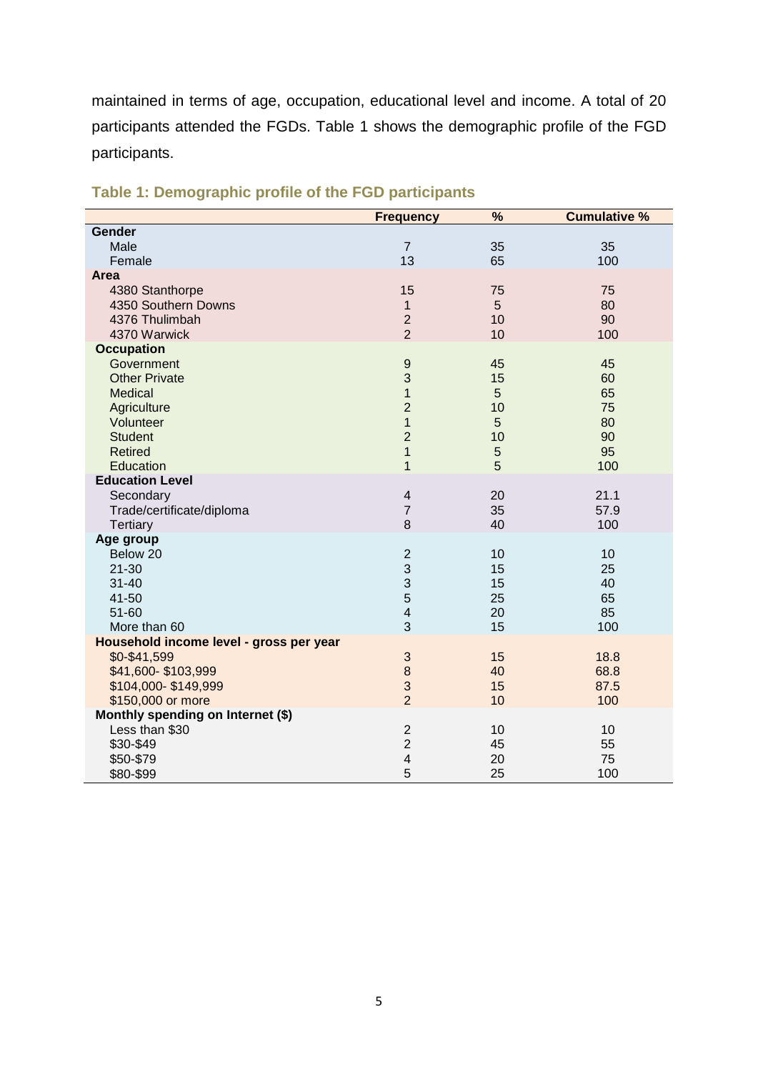maintained in terms of age, occupation, educational level and income. A total of 20 participants attended the FGDs. Table 1 shows the demographic profile of the FGD participants.

**Table 1: Demographic profile of the FGD participants**

| | Frequency | % | Cumulative % |
|---|---|---|---|
| **Gender** | | | |
| Male | 7 | 35 | 35 |
| Female | 13 | 65 | 100 |
| **Area** | | | |
| 4380 Stanthorpe | 15 | 75 | 75 |
| 4350 Southern Downs | 1 | 5 | 80 |
| 4376 Thulimbah | 2 | 10 | 90 |
| 4370 Warwick | 2 | 10 | 100 |
| **Occupation** | | | |
| Government | 9 | 45 | 45 |
| Other Private | 3 | 15 | 60 |
| Medical | 1 | 5 | 65 |
| Agriculture | 2 | 10 | 75 |
| Volunteer | 1 | 5 | 80 |
| Student | 2 | 10 | 90 |
| Retired | 1 | 5 | 95 |
| Education | 1 | 5 | 100 |
| **Education Level** | | | |
| Secondary | 4 | 20 | 21.1 |
| Trade/certificate/diploma | 7 | 35 | 57.9 |
| Tertiary | 8 | 40 | 100 |
| **Age group** | | | |
| Below 20 | 2 | 10 | 10 |
| 21-30 | 3 | 15 | 25 |
| 31-40 | 3 | 15 | 40 |
| 41-50 | 5 | 25 | 65 |
| 51-60 | 4 | 20 | 85 |
| More than 60 | 3 | 15 | 100 |
| **Household income level - gross per year** | | | |
| $0-$41,599 | 3 | 15 | 18.8 |
| $41,600- $103,999 | 8 | 40 | 68.8 |
| $104,000- $149,999 | 3 | 15 | 87.5 |
| $150,000 or more | 2 | 10 | 100 |
| **Monthly spending on Internet ($)** | | | |
| Less than $30 | 2 | 10 | 10 |
| $30-$49 | 2 | 45 | 55 |
| $50-$79 | 4 | 20 | 75 |
| $80-$99 | 5 | 25 | 100 |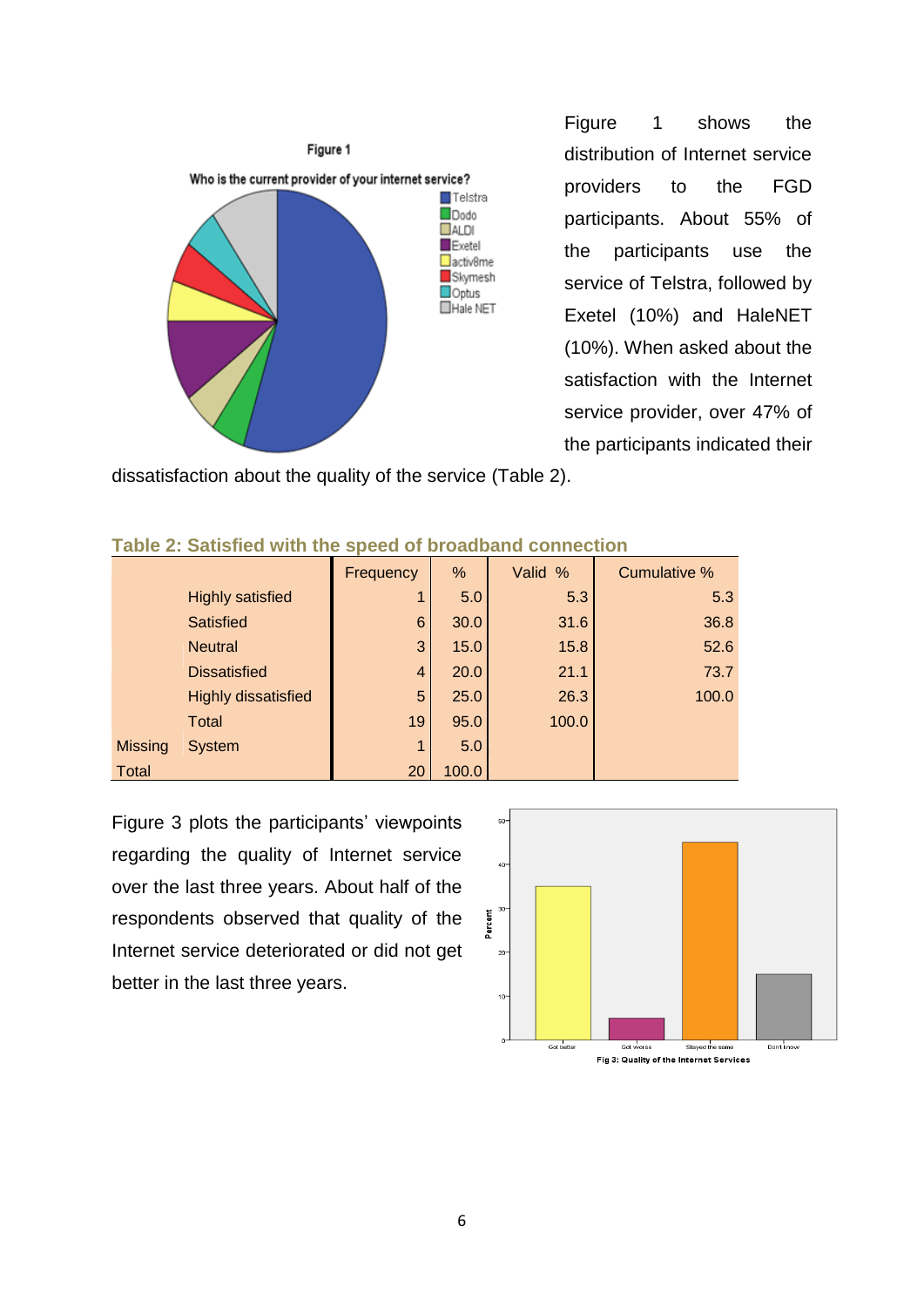Figure 1 shows the distribution of Internet service providers to the FGD participants. About 55% of the participants use the service of Telstra, followed by Exetel (10%) and HaleNET (10%). When asked about the satisfaction with the Internet service provider, over 47% of the participants indicated their dissatisfaction about the quality of the service (Table 2).

**Table 2: Satisfied with the speed of broadband connection**

| | | Frequency | % | Valid % | Cumulative % |
|---|---|---|---|---|---|
| | Highly satisfied | 1 | 5.0 | 5.3 | 5.3 |
| | Satisfied | 6 | 30.0 | 31.6 | 36.8 |
| | Neutral | 3 | 15.0 | 15.8 | 52.6 |
| | Dissatisfied | 4 | 20.0 | 21.1 | 73.7 |
| | Highly dissatisfied | 5 | 25.0 | 26.3 | 100.0 |
| | Total | 19 | 95.0 | 100.0 | |
| Missing | System | 1 | 5.0 | | |
| Total | | 20 | 100.0 | | |

Figure 3 plots the participants' viewpoints regarding the quality of Internet service over the last three years. About half of the respondents observed that quality of the Internet service deteriorated or did not get better in the last three years.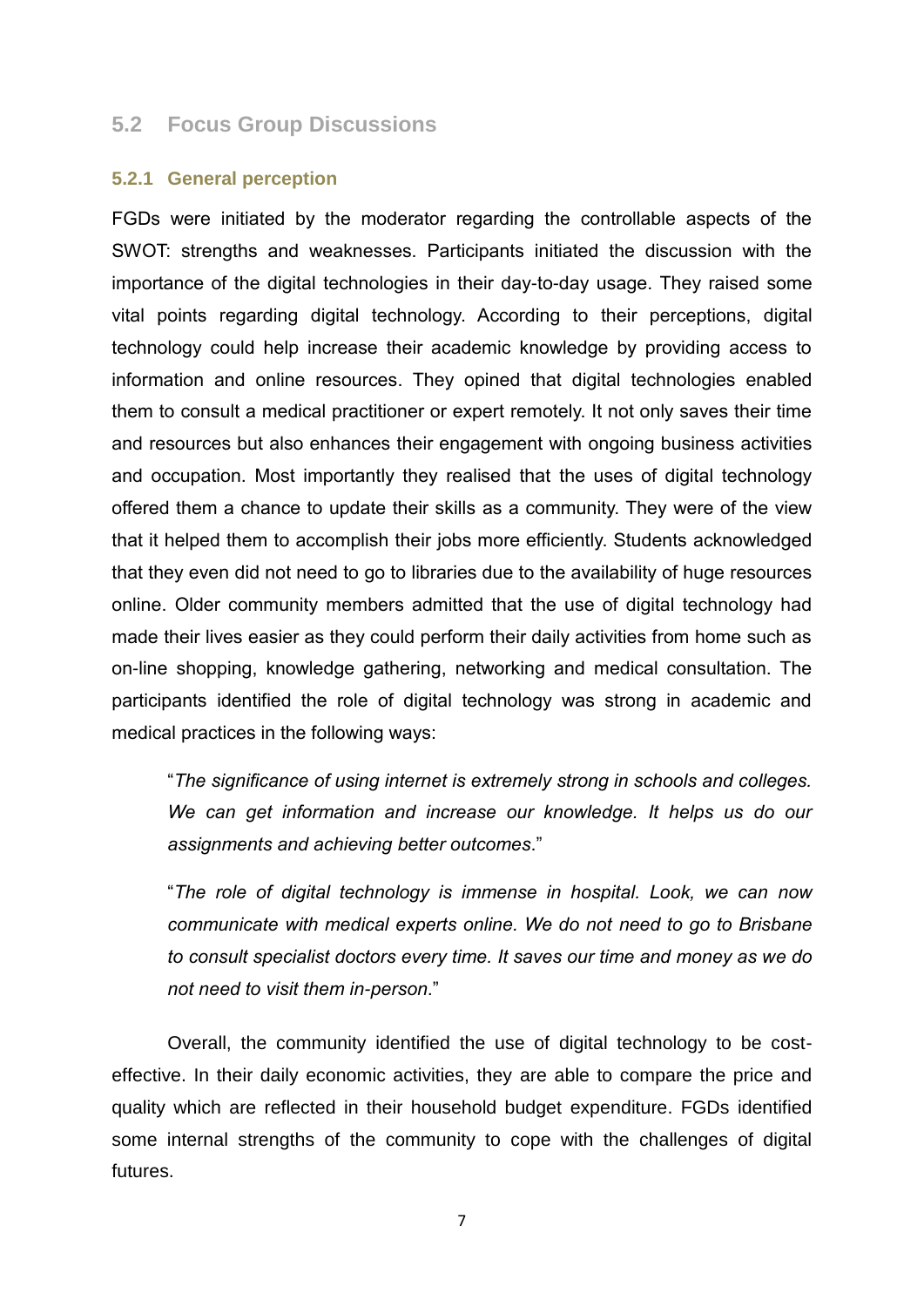## 5.2 Focus Group Discussions

### 5.2.1 General perception

FGDs were initiated by the moderator regarding the controllable aspects of the SWOT: strengths and weaknesses. Participants initiated the discussion with the importance of the digital technologies in their day-to-day usage. They raised some vital points regarding digital technology. According to their perceptions, digital technology could help increase their academic knowledge by providing access to information and online resources. They opined that digital technologies enabled them to consult a medical practitioner or expert remotely. It not only saves their time and resources but also enhances their engagement with ongoing business activities and occupation. Most importantly they realised that the uses of digital technology offered them a chance to update their skills as a community. They were of the view that it helped them to accomplish their jobs more efficiently. Students acknowledged that they even did not need to go to libraries due to the availability of huge resources online. Older community members admitted that the use of digital technology had made their lives easier as they could perform their daily activities from home such as on-line shopping, knowledge gathering, networking and medical consultation. The participants identified the role of digital technology was strong in academic and medical practices in the following ways:

> "*The significance of using internet is extremely strong in schools and colleges. We can get information and increase our knowledge. It helps us do our assignments and achieving better outcomes*."

> "*The role of digital technology is immense in hospital. Look, we can now communicate with medical experts online. We do not need to go to Brisbane to consult specialist doctors every time. It saves our time and money as we do not need to visit them in-person*."

Overall, the community identified the use of digital technology to be cost-effective. In their daily economic activities, they are able to compare the price and quality which are reflected in their household budget expenditure. FGDs identified some internal strengths of the community to cope with the challenges of digital futures.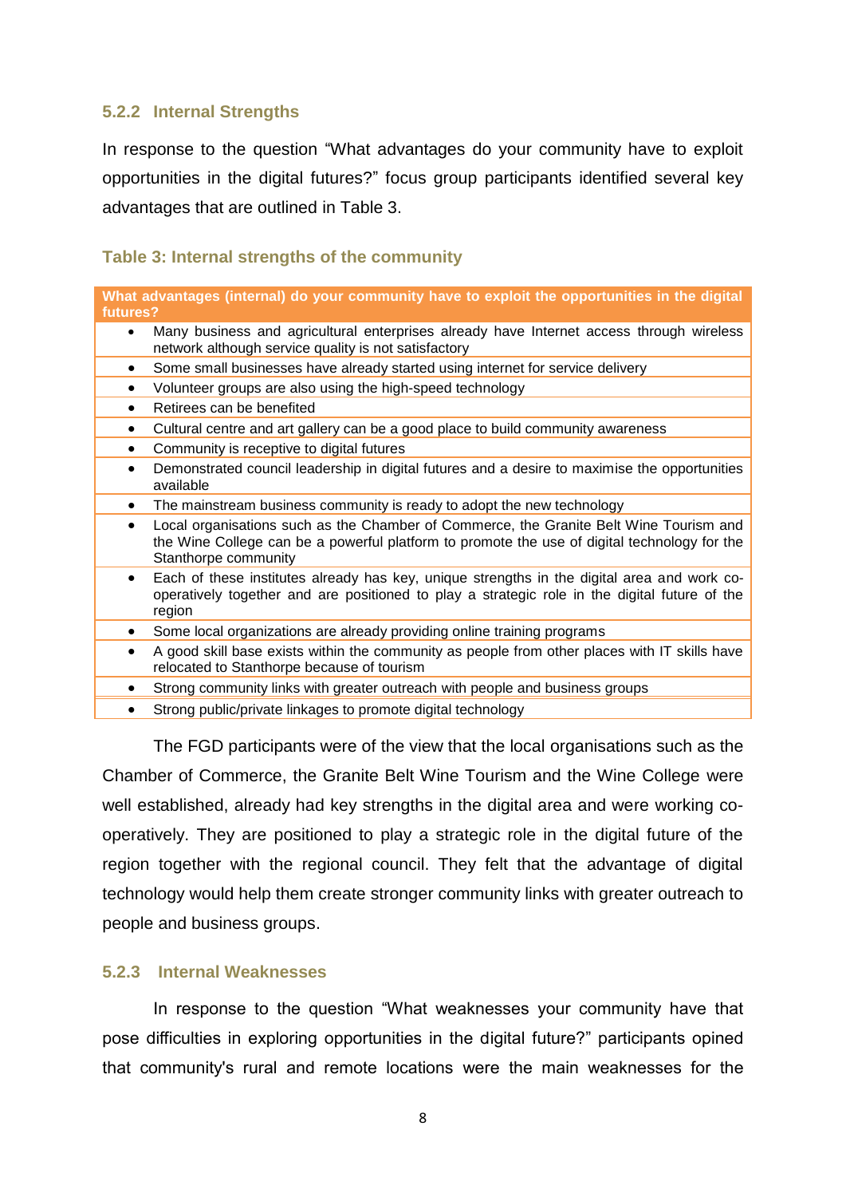### 5.2.2 Internal Strengths

In response to the question "What advantages do your community have to exploit opportunities in the digital futures?" focus group participants identified several key advantages that are outlined in Table 3.

**Table 3: Internal strengths of the community**

| What advantages (internal) do your community have to exploit the opportunities in the digital futures? |
|---|
| • Many business and agricultural enterprises already have Internet access through wireless network although service quality is not satisfactory |
| • Some small businesses have already started using internet for service delivery |
| • Volunteer groups are also using the high-speed technology |
| • Retirees can be benefited |
| • Cultural centre and art gallery can be a good place to build community awareness |
| • Community is receptive to digital futures |
| • Demonstrated council leadership in digital futures and a desire to maximise the opportunities available |
| • The mainstream business community is ready to adopt the new technology |
| • Local organisations such as the Chamber of Commerce, the Granite Belt Wine Tourism and the Wine College can be a powerful platform to promote the use of digital technology for the Stanthorpe community |
| • Each of these institutes already has key, unique strengths in the digital area and work co-operatively together and are positioned to play a strategic role in the digital future of the region |
| • Some local organizations are already providing online training programs |
| • A good skill base exists within the community as people from other places with IT skills have relocated to Stanthorpe because of tourism |
| • Strong community links with greater outreach with people and business groups |
| • Strong public/private linkages to promote digital technology |

The FGD participants were of the view that the local organisations such as the Chamber of Commerce, the Granite Belt Wine Tourism and the Wine College were well established, already had key strengths in the digital area and were working co-operatively. They are positioned to play a strategic role in the digital future of the region together with the regional council. They felt that the advantage of digital technology would help them create stronger community links with greater outreach to people and business groups.

### 5.2.3 Internal Weaknesses

In response to the question "What weaknesses your community have that pose difficulties in exploring opportunities in the digital future?" participants opined that community's rural and remote locations were the main weaknesses for the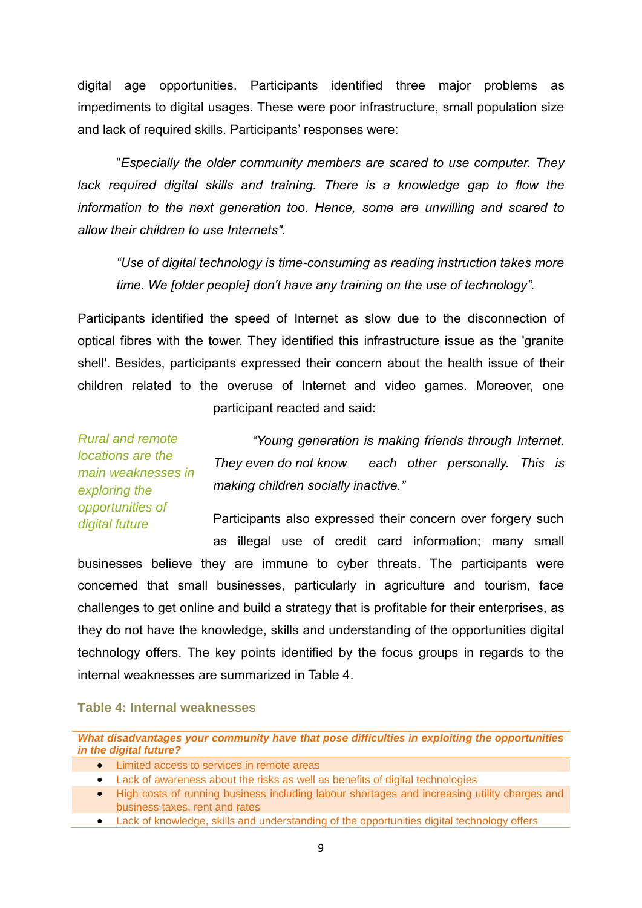digital age opportunities. Participants identified three major problems as impediments to digital usages. These were poor infrastructure, small population size and lack of required skills. Participants' responses were:

> "*Especially the older community members are scared to use computer. They lack required digital skills and training. There is a knowledge gap to flow the information to the next generation too. Hence, some are unwilling and scared to allow their children to use Internets".*

> *"Use of digital technology is time-consuming as reading instruction takes more time. We [older people] don't have any training on the use of technology".*

Participants identified the speed of Internet as slow due to the disconnection of optical fibres with the tower. They identified this infrastructure issue as the 'granite shell'. Besides, participants expressed their concern about the health issue of their children related to the overuse of Internet and video games. Moreover, one participant reacted and said:

*Rural and remote locations are the main weaknesses in exploring the opportunities of digital future*

> *"Young generation is making friends through Internet. They even do not know each other personally. This is making children socially inactive."*

Participants also expressed their concern over forgery such as illegal use of credit card information; many small businesses believe they are immune to cyber threats. The participants were concerned that small businesses, particularly in agriculture and tourism, face challenges to get online and build a strategy that is profitable for their enterprises, as they do not have the knowledge, skills and understanding of the opportunities digital technology offers. The key points identified by the focus groups in regards to the internal weaknesses are summarized in Table 4.

**Table 4: Internal weaknesses**

| *What disadvantages your community have that pose difficulties in exploiting the opportunities in the digital future?* |
| --- |
| • Limited access to services in remote areas |
| • Lack of awareness about the risks as well as benefits of digital technologies |
| • High costs of running business including labour shortages and increasing utility charges and business taxes, rent and rates |
| • Lack of knowledge, skills and understanding of the opportunities digital technology offers |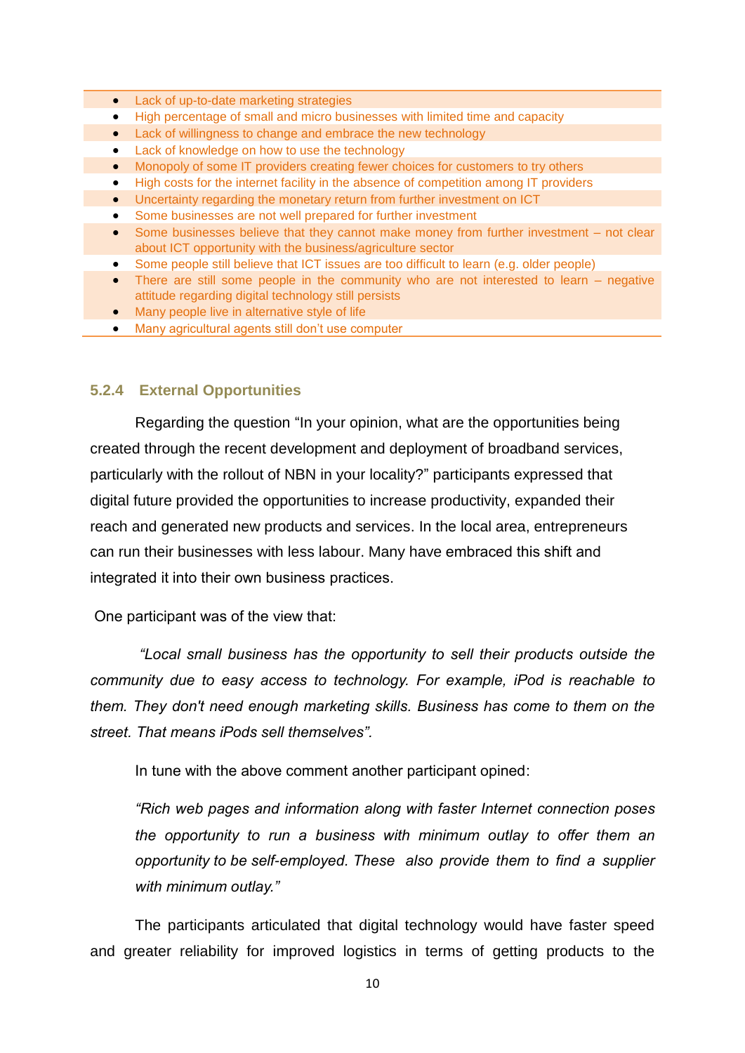- Lack of up-to-date marketing strategies
- High percentage of small and micro businesses with limited time and capacity
- Lack of willingness to change and embrace the new technology
- Lack of knowledge on how to use the technology
- Monopoly of some IT providers creating fewer choices for customers to try others
- High costs for the internet facility in the absence of competition among IT providers
- Uncertainty regarding the monetary return from further investment on ICT
- Some businesses are not well prepared for further investment
- Some businesses believe that they cannot make money from further investment – not clear about ICT opportunity with the business/agriculture sector
- Some people still believe that ICT issues are too difficult to learn (e.g. older people)
- There are still some people in the community who are not interested to learn – negative attitude regarding digital technology still persists
- Many people live in alternative style of life
- Many agricultural agents still don't use computer

### 5.2.4 External Opportunities

Regarding the question "In your opinion, what are the opportunities being created through the recent development and deployment of broadband services, particularly with the rollout of NBN in your locality?" participants expressed that digital future provided the opportunities to increase productivity, expanded their reach and generated new products and services. In the local area, entrepreneurs can run their businesses with less labour. Many have embraced this shift and integrated it into their own business practices.

One participant was of the view that:

*"Local small business has the opportunity to sell their products outside the community due to easy access to technology. For example, iPod is reachable to them. They don't need enough marketing skills. Business has come to them on the street. That means iPods sell themselves".*

In tune with the above comment another participant opined:

*"Rich web pages and information along with faster Internet connection poses the opportunity to run a business with minimum outlay to offer them an opportunity to be self-employed. These also provide them to find a supplier with minimum outlay."*

The participants articulated that digital technology would have faster speed and greater reliability for improved logistics in terms of getting products to the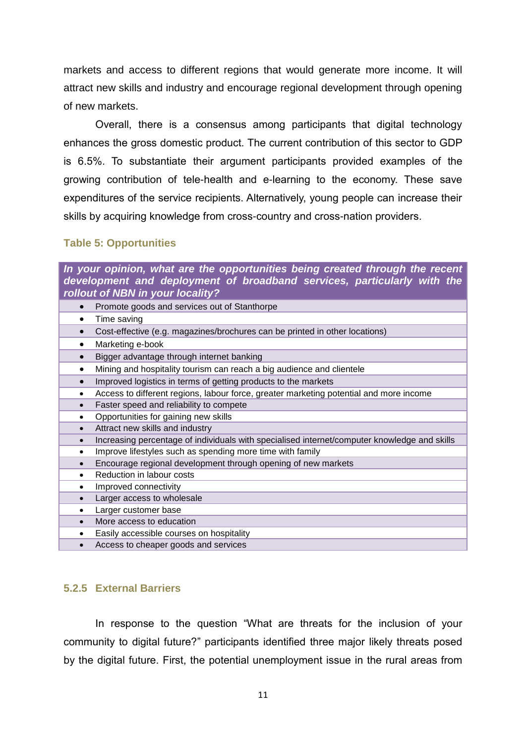markets and access to different regions that would generate more income. It will attract new skills and industry and encourage regional development through opening of new markets.

Overall, there is a consensus among participants that digital technology enhances the gross domestic product. The current contribution of this sector to GDP is 6.5%. To substantiate their argument participants provided examples of the growing contribution of tele-health and e-learning to the economy. These save expenditures of the service recipients. Alternatively, young people can increase their skills by acquiring knowledge from cross-country and cross-nation providers.

**Table 5: Opportunities**

| *In your opinion, what are the opportunities being created through the recent development and deployment of broadband services, particularly with the rollout of NBN in your locality?* |
|---|
| • Promote goods and services out of Stanthorpe |
| • Time saving |
| • Cost-effective (e.g. magazines/brochures can be printed in other locations) |
| • Marketing e-book |
| • Bigger advantage through internet banking |
| • Mining and hospitality tourism can reach a big audience and clientele |
| • Improved logistics in terms of getting products to the markets |
| • Access to different regions, labour force, greater marketing potential and more income |
| • Faster speed and reliability to compete |
| • Opportunities for gaining new skills |
| • Attract new skills and industry |
| • Increasing percentage of individuals with specialised internet/computer knowledge and skills |
| • Improve lifestyles such as spending more time with family |
| • Encourage regional development through opening of new markets |
| • Reduction in labour costs |
| • Improved connectivity |
| • Larger access to wholesale |
| • Larger customer base |
| • More access to education |
| • Easily accessible courses on hospitality |
| • Access to cheaper goods and services |

### 5.2.5 External Barriers

In response to the question "What are threats for the inclusion of your community to digital future?" participants identified three major likely threats posed by the digital future. First, the potential unemployment issue in the rural areas from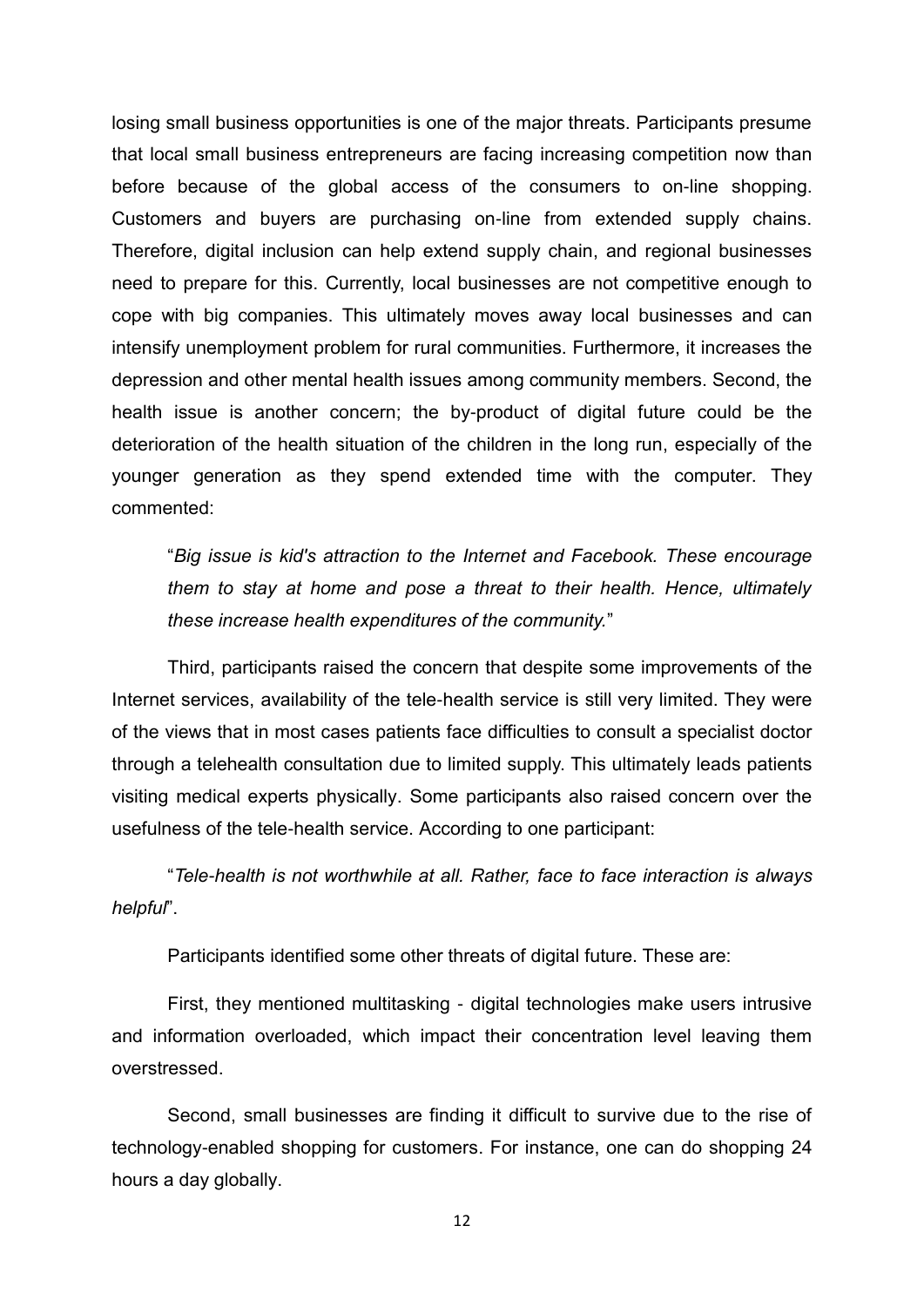losing small business opportunities is one of the major threats. Participants presume that local small business entrepreneurs are facing increasing competition now than before because of the global access of the consumers to on-line shopping. Customers and buyers are purchasing on-line from extended supply chains. Therefore, digital inclusion can help extend supply chain, and regional businesses need to prepare for this. Currently, local businesses are not competitive enough to cope with big companies. This ultimately moves away local businesses and can intensify unemployment problem for rural communities. Furthermore, it increases the depression and other mental health issues among community members. Second, the health issue is another concern; the by-product of digital future could be the deterioration of the health situation of the children in the long run, especially of the younger generation as they spend extended time with the computer. They commented:

> "*Big issue is kid's attraction to the Internet and Facebook. These encourage them to stay at home and pose a threat to their health. Hence, ultimately these increase health expenditures of the community.*"

Third, participants raised the concern that despite some improvements of the Internet services, availability of the tele-health service is still very limited. They were of the views that in most cases patients face difficulties to consult a specialist doctor through a telehealth consultation due to limited supply. This ultimately leads patients visiting medical experts physically. Some participants also raised concern over the usefulness of the tele-health service. According to one participant:

"*Tele-health is not worthwhile at all. Rather, face to face interaction is always helpful*".

Participants identified some other threats of digital future. These are:

First, they mentioned multitasking - digital technologies make users intrusive and information overloaded, which impact their concentration level leaving them overstressed.

Second, small businesses are finding it difficult to survive due to the rise of technology-enabled shopping for customers. For instance, one can do shopping 24 hours a day globally.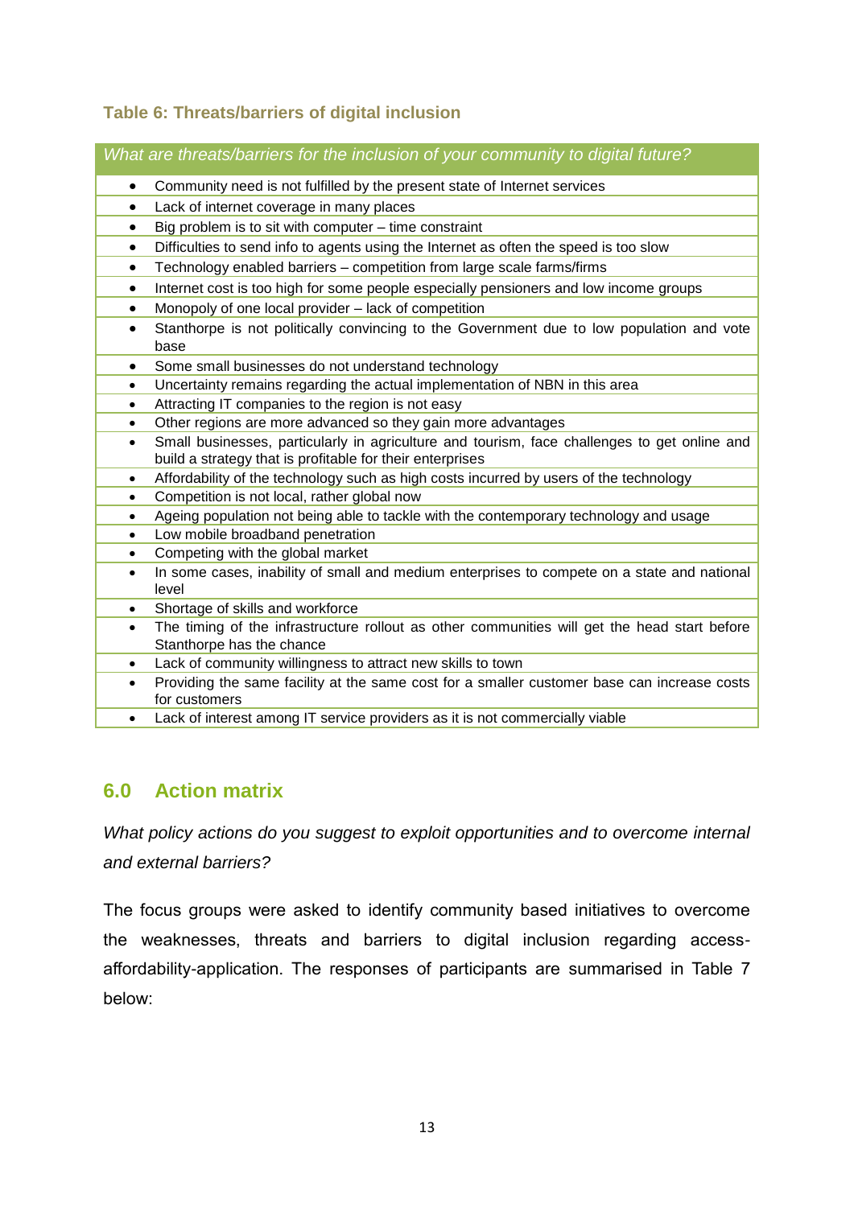**Table 6: Threats/barriers of digital inclusion**

| *What are threats/barriers for the inclusion of your community to digital future?* |
|---|
| • Community need is not fulfilled by the present state of Internet services |
| • Lack of internet coverage in many places |
| • Big problem is to sit with computer – time constraint |
| • Difficulties to send info to agents using the Internet as often the speed is too slow |
| • Technology enabled barriers – competition from large scale farms/firms |
| • Internet cost is too high for some people especially pensioners and low income groups |
| • Monopoly of one local provider – lack of competition |
| • Stanthorpe is not politically convincing to the Government due to low population and vote base |
| • Some small businesses do not understand technology |
| • Uncertainty remains regarding the actual implementation of NBN in this area |
| • Attracting IT companies to the region is not easy |
| • Other regions are more advanced so they gain more advantages |
| • Small businesses, particularly in agriculture and tourism, face challenges to get online and build a strategy that is profitable for their enterprises |
| • Affordability of the technology such as high costs incurred by users of the technology |
| • Competition is not local, rather global now |
| • Ageing population not being able to tackle with the contemporary technology and usage |
| • Low mobile broadband penetration |
| • Competing with the global market |
| • In some cases, inability of small and medium enterprises to compete on a state and national level |
| • Shortage of skills and workforce |
| • The timing of the infrastructure rollout as other communities will get the head start before Stanthorpe has the chance |
| • Lack of community willingness to attract new skills to town |
| • Providing the same facility at the same cost for a smaller customer base can increase costs for customers |
| • Lack of interest among IT service providers as it is not commercially viable |

## 6.0 Action matrix

*What policy actions do you suggest to exploit opportunities and to overcome internal and external barriers?*

The focus groups were asked to identify community based initiatives to overcome the weaknesses, threats and barriers to digital inclusion regarding access-affordability-application. The responses of participants are summarised in Table 7 below: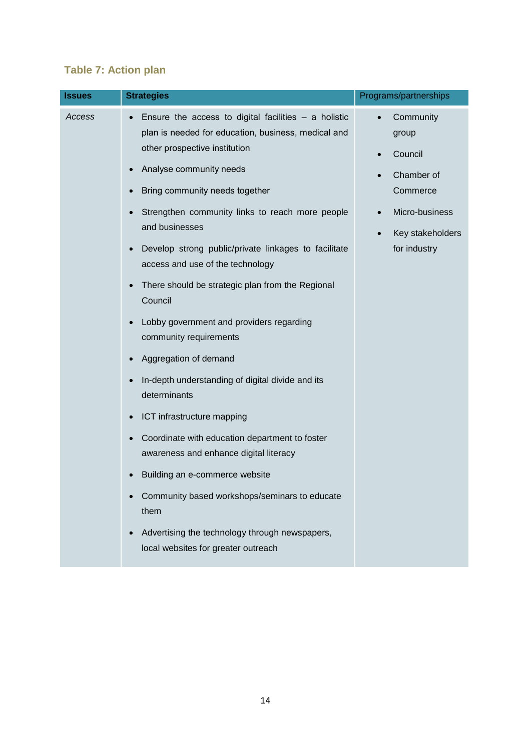### Table 7: Action plan

| Issues | Strategies | Programs/partnerships |
|---|---|---|
| *Access* | • Ensure the access to digital facilities – a holistic plan is needed for education, business, medical and other prospective institution<br>• Analyse community needs<br>• Bring community needs together<br>• Strengthen community links to reach more people and businesses<br>• Develop strong public/private linkages to facilitate access and use of the technology<br>• There should be strategic plan from the Regional Council<br>• Lobby government and providers regarding community requirements<br>• Aggregation of demand<br>• In-depth understanding of digital divide and its determinants<br>• ICT infrastructure mapping<br>• Coordinate with education department to foster awareness and enhance digital literacy<br>• Building an e-commerce website<br>• Community based workshops/seminars to educate them<br>• Advertising the technology through newspapers, local websites for greater outreach | • Community group<br>• Council<br>• Chamber of Commerce<br>• Micro-business<br>• Key stakeholders for industry |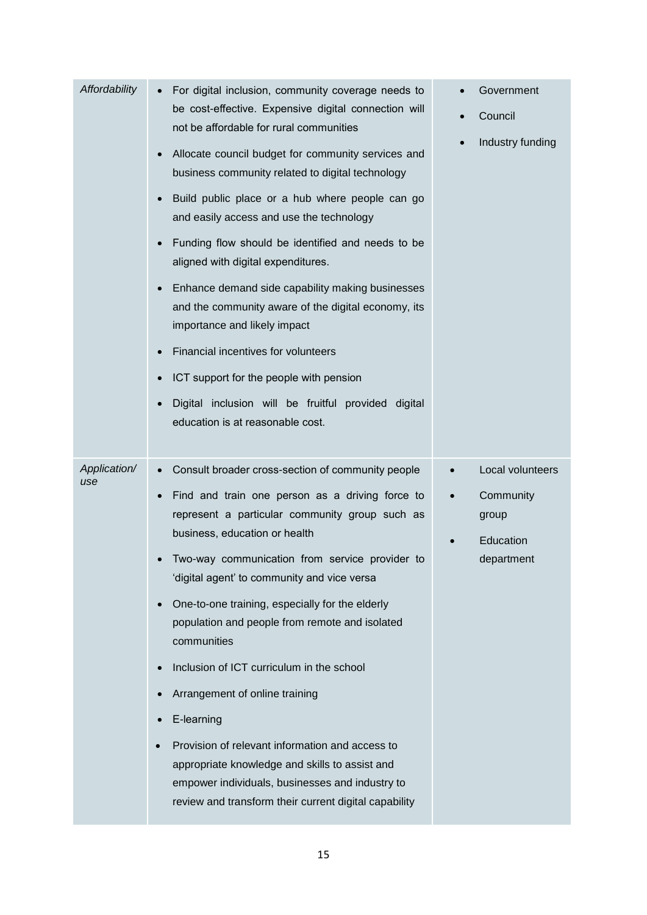| | | |
|---|---|---|
| *Affordability* | • For digital inclusion, community coverage needs to be cost-effective. Expensive digital connection will not be affordable for rural communities<br>• Allocate council budget for community services and business community related to digital technology<br>• Build public place or a hub where people can go and easily access and use the technology<br>• Funding flow should be identified and needs to be aligned with digital expenditures.<br>• Enhance demand side capability making businesses and the community aware of the digital economy, its importance and likely impact<br>• Financial incentives for volunteers<br>• ICT support for the people with pension<br>• Digital inclusion will be fruitful provided digital education is at reasonable cost. | • Government<br>• Council<br>• Industry funding |
| *Application/ use* | • Consult broader cross-section of community people<br>• Find and train one person as a driving force to represent a particular community group such as business, education or health<br>• Two-way communication from service provider to 'digital agent' to community and vice versa<br>• One-to-one training, especially for the elderly population and people from remote and isolated communities<br>• Inclusion of ICT curriculum in the school<br>• Arrangement of online training<br>• E-learning<br>• Provision of relevant information and access to appropriate knowledge and skills to assist and empower individuals, businesses and industry to review and transform their current digital capability | • Local volunteers<br>• Community group<br>• Education department |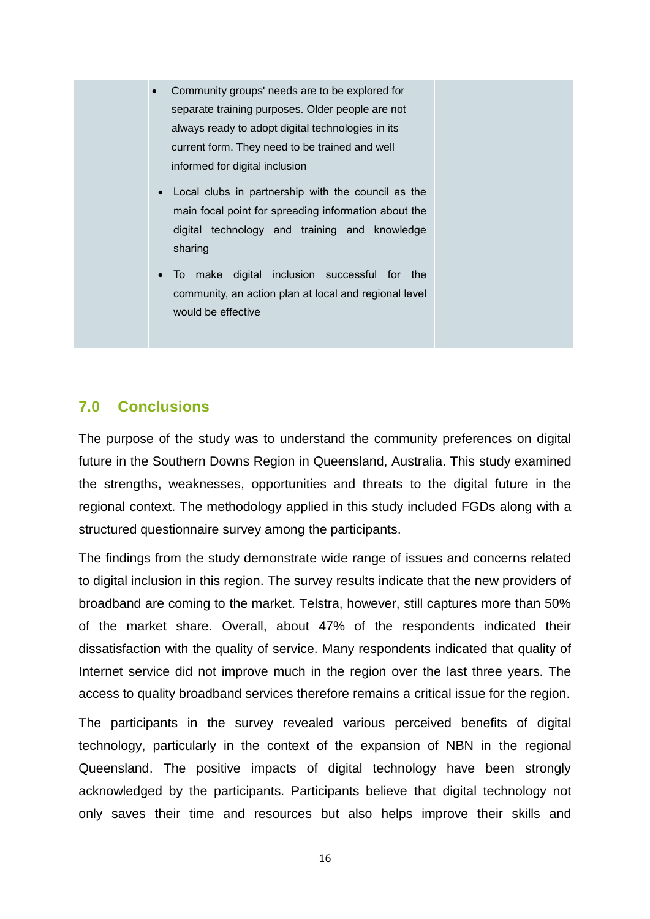| | • Community groups' needs are to be explored for separate training purposes. Older people are not always ready to adopt digital technologies in its current form. They need to be trained and well informed for digital inclusion<br>• Local clubs in partnership with the council as the main focal point for spreading information about the digital technology and training and knowledge sharing<br>• To make digital inclusion successful for the community, an action plan at local and regional level would be effective | |
|---|---|---|

## 7.0 Conclusions

The purpose of the study was to understand the community preferences on digital future in the Southern Downs Region in Queensland, Australia. This study examined the strengths, weaknesses, opportunities and threats to the digital future in the regional context. The methodology applied in this study included FGDs along with a structured questionnaire survey among the participants.

The findings from the study demonstrate wide range of issues and concerns related to digital inclusion in this region. The survey results indicate that the new providers of broadband are coming to the market. Telstra, however, still captures more than 50% of the market share. Overall, about 47% of the respondents indicated their dissatisfaction with the quality of service. Many respondents indicated that quality of Internet service did not improve much in the region over the last three years. The access to quality broadband services therefore remains a critical issue for the region.

The participants in the survey revealed various perceived benefits of digital technology, particularly in the context of the expansion of NBN in the regional Queensland. The positive impacts of digital technology have been strongly acknowledged by the participants. Participants believe that digital technology not only saves their time and resources but also helps improve their skills and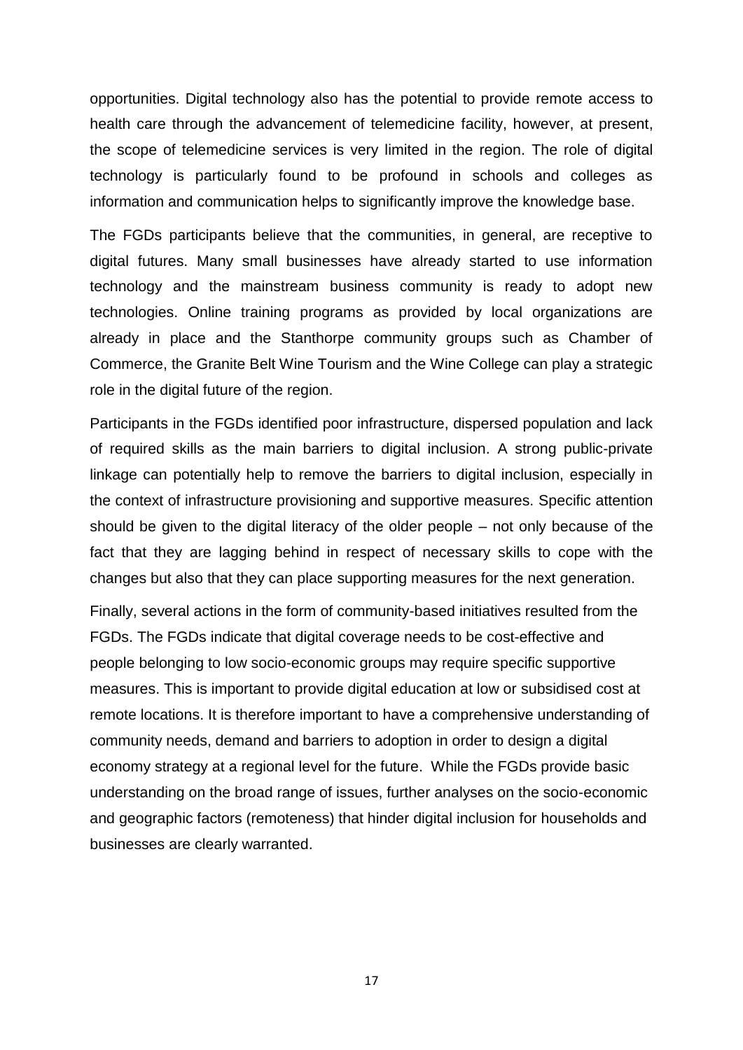opportunities. Digital technology also has the potential to provide remote access to health care through the advancement of telemedicine facility, however, at present, the scope of telemedicine services is very limited in the region. The role of digital technology is particularly found to be profound in schools and colleges as information and communication helps to significantly improve the knowledge base.

The FGDs participants believe that the communities, in general, are receptive to digital futures. Many small businesses have already started to use information technology and the mainstream business community is ready to adopt new technologies. Online training programs as provided by local organizations are already in place and the Stanthorpe community groups such as Chamber of Commerce, the Granite Belt Wine Tourism and the Wine College can play a strategic role in the digital future of the region.

Participants in the FGDs identified poor infrastructure, dispersed population and lack of required skills as the main barriers to digital inclusion. A strong public-private linkage can potentially help to remove the barriers to digital inclusion, especially in the context of infrastructure provisioning and supportive measures. Specific attention should be given to the digital literacy of the older people – not only because of the fact that they are lagging behind in respect of necessary skills to cope with the changes but also that they can place supporting measures for the next generation.

Finally, several actions in the form of community-based initiatives resulted from the FGDs. The FGDs indicate that digital coverage needs to be cost-effective and people belonging to low socio-economic groups may require specific supportive measures. This is important to provide digital education at low or subsidised cost at remote locations. It is therefore important to have a comprehensive understanding of community needs, demand and barriers to adoption in order to design a digital economy strategy at a regional level for the future. While the FGDs provide basic understanding on the broad range of issues, further analyses on the socio-economic and geographic factors (remoteness) that hinder digital inclusion for households and businesses are clearly warranted.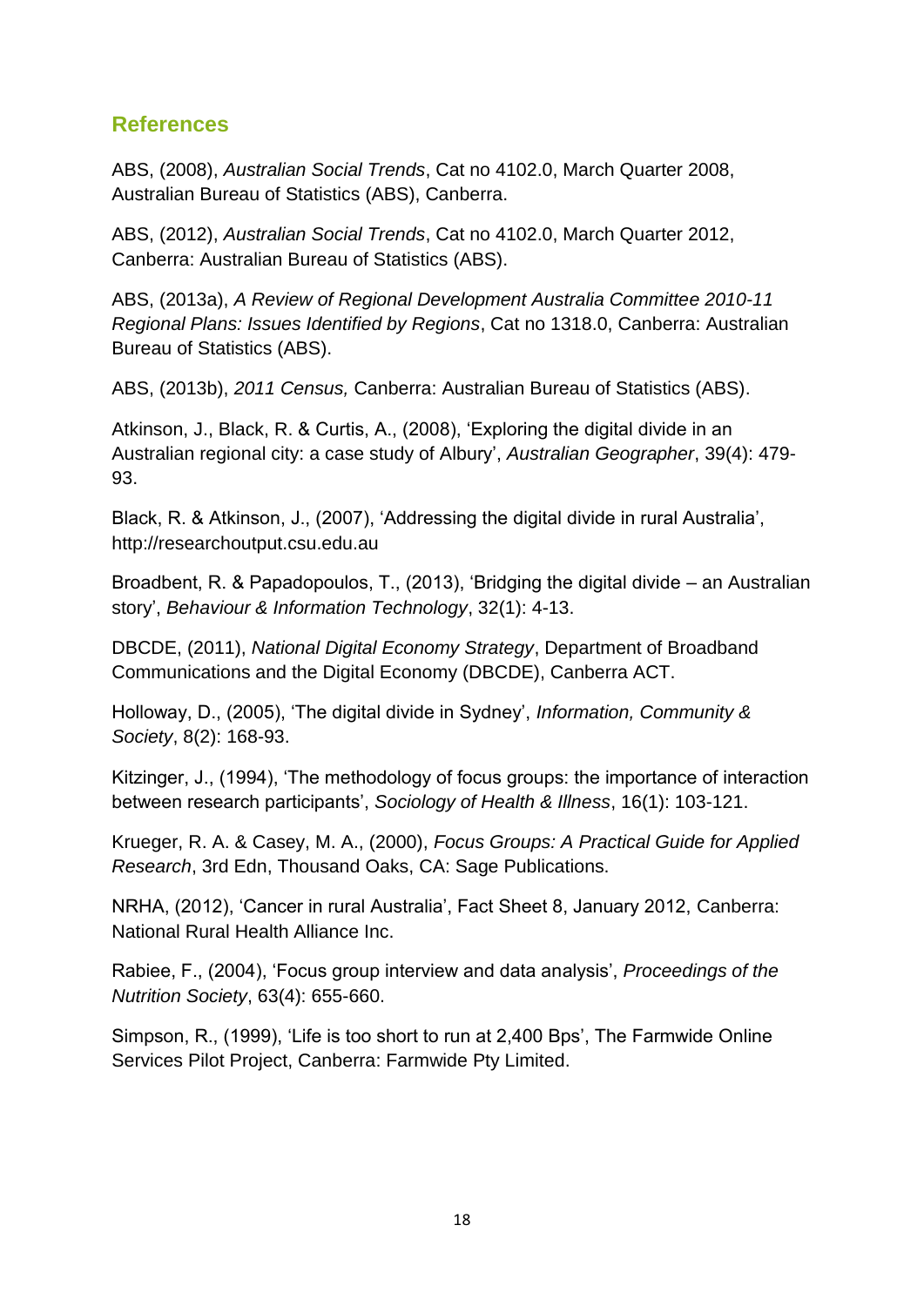## References

ABS, (2008), *Australian Social Trends*, Cat no 4102.0, March Quarter 2008, Australian Bureau of Statistics (ABS), Canberra.

ABS, (2012), *Australian Social Trends*, Cat no 4102.0, March Quarter 2012, Canberra: Australian Bureau of Statistics (ABS).

ABS, (2013a), *A Review of Regional Development Australia Committee 2010-11 Regional Plans: Issues Identified by Regions*, Cat no 1318.0, Canberra: Australian Bureau of Statistics (ABS).

ABS, (2013b), *2011 Census,* Canberra: Australian Bureau of Statistics (ABS).

Atkinson, J., Black, R. & Curtis, A., (2008), 'Exploring the digital divide in an Australian regional city: a case study of Albury', *Australian Geographer*, 39(4): 479-93.

Black, R. & Atkinson, J., (2007), 'Addressing the digital divide in rural Australia', http://researchoutput.csu.edu.au

Broadbent, R. & Papadopoulos, T., (2013), 'Bridging the digital divide – an Australian story', *Behaviour & Information Technology*, 32(1): 4-13.

DBCDE, (2011), *National Digital Economy Strategy*, Department of Broadband Communications and the Digital Economy (DBCDE), Canberra ACT.

Holloway, D., (2005), 'The digital divide in Sydney', *Information, Community & Society*, 8(2): 168-93.

Kitzinger, J., (1994), 'The methodology of focus groups: the importance of interaction between research participants', *Sociology of Health & Illness*, 16(1): 103-121.

Krueger, R. A. & Casey, M. A., (2000), *Focus Groups: A Practical Guide for Applied Research*, 3rd Edn, Thousand Oaks, CA: Sage Publications.

NRHA, (2012), 'Cancer in rural Australia', Fact Sheet 8, January 2012, Canberra: National Rural Health Alliance Inc.

Rabiee, F., (2004), 'Focus group interview and data analysis', *Proceedings of the Nutrition Society*, 63(4): 655-660.

Simpson, R., (1999), 'Life is too short to run at 2,400 Bps', The Farmwide Online Services Pilot Project, Canberra: Farmwide Pty Limited.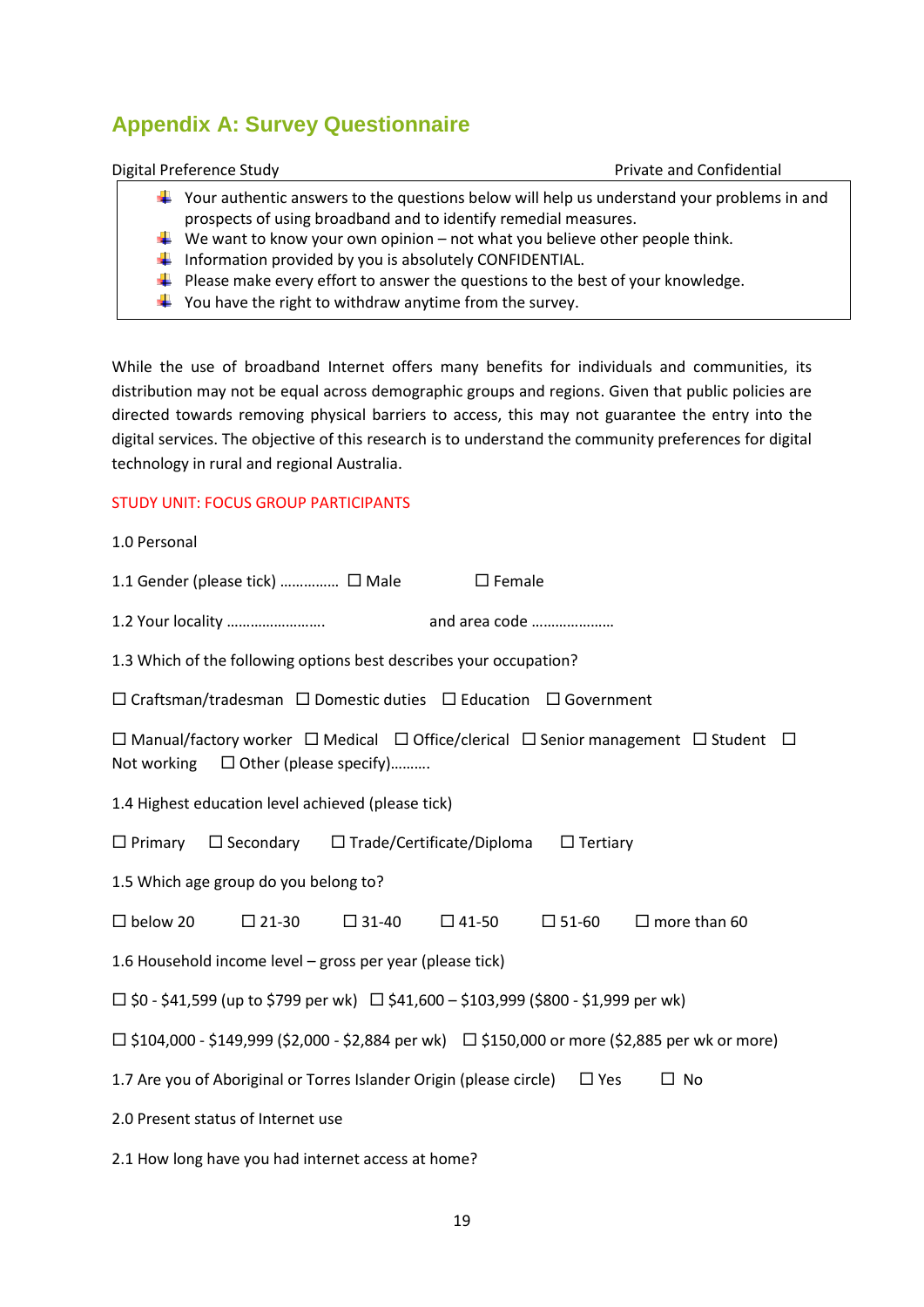## Appendix A: Survey Questionnaire

Digital Preference Study                                                                 Private and Confidential

- Your authentic answers to the questions below will help us understand your problems in and prospects of using broadband and to identify remedial measures.
- We want to know your own opinion – not what you believe other people think.
- Information provided by you is absolutely CONFIDENTIAL.
- Please make every effort to answer the questions to the best of your knowledge.
- You have the right to withdraw anytime from the survey.

While the use of broadband Internet offers many benefits for individuals and communities, its distribution may not be equal across demographic groups and regions. Given that public policies are directed towards removing physical barriers to access, this may not guarantee the entry into the digital services. The objective of this research is to understand the community preferences for digital technology in rural and regional Australia.

STUDY UNIT: FOCUS GROUP PARTICIPANTS

1.0 Personal

1.1 Gender (please tick) …………… ☐ Male          ☐ Female

1.2 Your locality …………………….          and area code …………………

1.3 Which of the following options best describes your occupation?

☐ Craftsman/tradesman  ☐ Domestic duties  ☐ Education  ☐ Government

☐ Manual/factory worker  ☐ Medical  ☐ Office/clerical  ☐ Senior management  ☐ Student  ☐ Not working  ☐ Other (please specify)……….

1.4 Highest education level achieved (please tick)

☐ Primary   ☐ Secondary   ☐ Trade/Certificate/Diploma   ☐ Tertiary

1.5 Which age group do you belong to?

☐ below 20   ☐ 21-30   ☐ 31-40   ☐ 41-50   ☐ 51-60   ☐ more than 60

1.6 Household income level – gross per year (please tick)

☐ $0 - $41,599 (up to $799 per wk)  ☐ $41,600 – $103,999 ($800 - $1,999 per wk)

☐ $104,000 - $149,999 ($2,000 - $2,884 per wk)  ☐ $150,000 or more ($2,885 per wk or more)

1.7 Are you of Aboriginal or Torres Islander Origin (please circle)   ☐ Yes   ☐ No

2.0 Present status of Internet use

2.1 How long have you had internet access at home?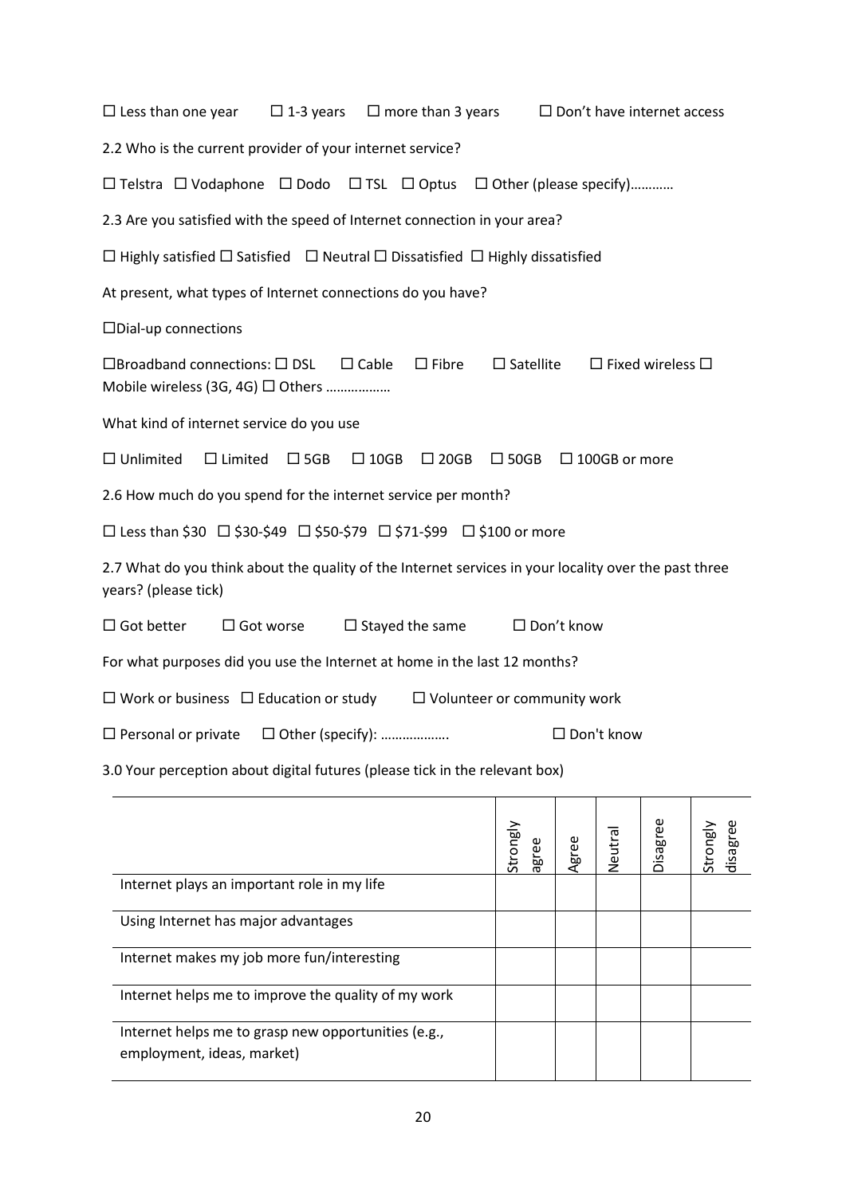☐ Less than one year ☐ 1-3 years ☐ more than 3 years ☐ Don't have internet access

2.2 Who is the current provider of your internet service?

☐ Telstra ☐ Vodaphone ☐ Dodo ☐ TSL ☐ Optus ☐ Other (please specify)…………

2.3 Are you satisfied with the speed of Internet connection in your area?

☐ Highly satisfied ☐ Satisfied ☐ Neutral ☐ Dissatisfied ☐ Highly dissatisfied

At present, what types of Internet connections do you have?

☐Dial-up connections

☐Broadband connections: ☐ DSL ☐ Cable ☐ Fibre ☐ Satellite ☐ Fixed wireless ☐ Mobile wireless (3G, 4G) ☐ Others ………………

What kind of internet service do you use

☐ Unlimited ☐ Limited ☐ 5GB ☐ 10GB ☐ 20GB ☐ 50GB ☐ 100GB or more

2.6 How much do you spend for the internet service per month?

☐ Less than $30 ☐ $30-$49 ☐ $50-$79 ☐ $71-$99 ☐ $100 or more

2.7 What do you think about the quality of the Internet services in your locality over the past three years? (please tick)

☐ Got better ☐ Got worse ☐ Stayed the same ☐ Don't know

For what purposes did you use the Internet at home in the last 12 months?

☐ Work or business ☐ Education or study ☐ Volunteer or community work

☐ Personal or private ☐ Other (specify): ………………. ☐ Don't know

3.0 Your perception about digital futures (please tick in the relevant box)

| | Strongly agree | Agree | Neutral | Disagree | Strongly disagree |
|---|---|---|---|---|---|
| Internet plays an important role in my life | | | | | |
| Using Internet has major advantages | | | | | |
| Internet makes my job more fun/interesting | | | | | |
| Internet helps me to improve the quality of my work | | | | | |
| Internet helps me to grasp new opportunities (e.g., employment, ideas, market) | | | | | |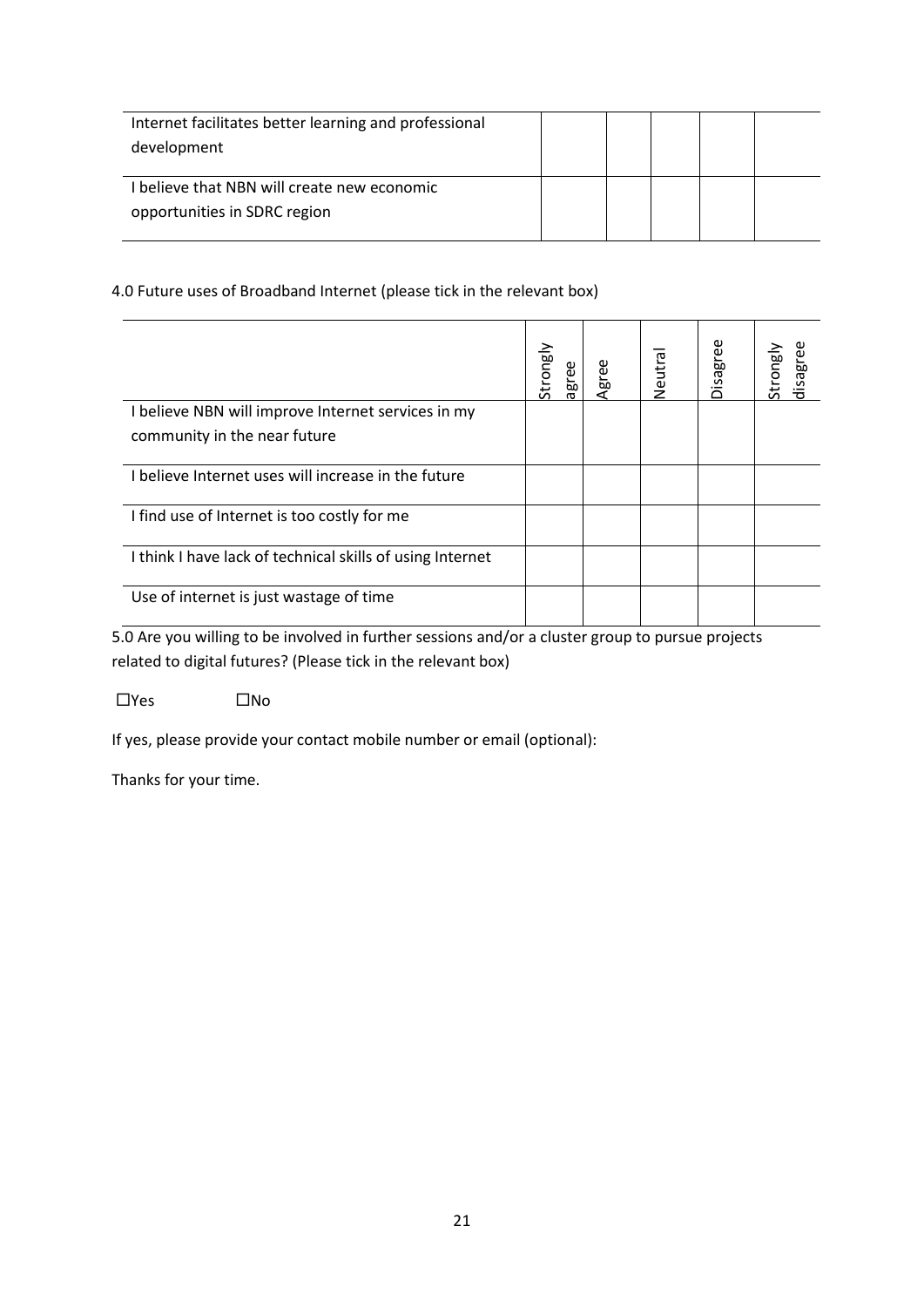| | | | | | |
|---|---|---|---|---|---|
| Internet facilitates better learning and professional development | | | | | |
| I believe that NBN will create new economic opportunities in SDRC region | | | | | |

4.0 Future uses of Broadband Internet (please tick in the relevant box)

| | Strongly agree | Agree | Neutral | Disagree | Strongly disagree |
|---|---|---|---|---|---|
| I believe NBN will improve Internet services in my community in the near future | | | | | |
| I believe Internet uses will increase in the future | | | | | |
| I find use of Internet is too costly for me | | | | | |
| I think I have lack of technical skills of using Internet | | | | | |
| Use of internet is just wastage of time | | | | | |

5.0 Are you willing to be involved in further sessions and/or a cluster group to pursue projects related to digital futures? (Please tick in the relevant box)

☐Yes ☐No

If yes, please provide your contact mobile number or email (optional):

Thanks for your time.